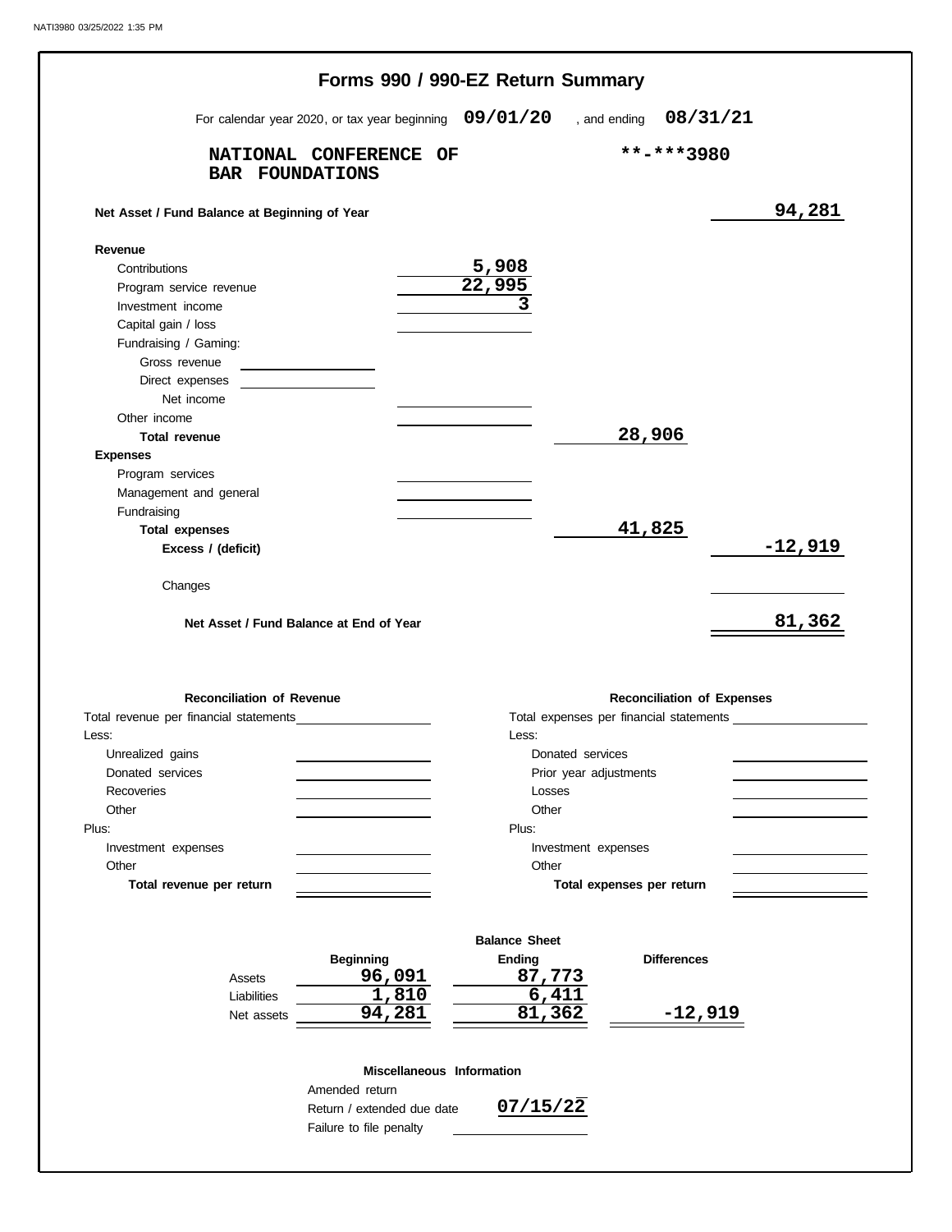# Forms 990 / 990-EZ Return Summary

For calendar year 2020, or tax year beginning **09/01/20** , and ending **08/31/21**

**NATIONAL CONFERENCE OF BAR FOUNDATIONS** **\*\*-\*\*\*3980**

| | | | |
|---|---|---|---|
| **Net Asset / Fund Balance at Beginning of Year** | | | 94,281 |
| **Revenue** | | | |
| Contributions | 5,908 | | |
| Program service revenue | 22,995 | | |
| Investment income | 3 | | |
| Capital gain / loss | | | |
| Fundraising / Gaming: | | | |
| Gross revenue | | | |
| Direct expenses | | | |
| Net income | | | |
| Other income | | | |
| **Total revenue** | | 28,906 | |
| **Expenses** | | | |
| Program services | | | |
| Management and general | | | |
| Fundraising | | | |
| **Total expenses** | | 41,825 | |
| **Excess / (deficit)** | | | -12,919 |
| Changes | | | |
| **Net Asset / Fund Balance at End of Year** | | | 81,362 |

| **Reconciliation of Revenue** | | **Reconciliation of Expenses** | |
|---|---|---|---|
| Total revenue per financial statements | | Total expenses per financial statements | |
| Less: | | Less: | |
| Unrealized gains | | Donated services | |
| Donated services | | Prior year adjustments | |
| Recoveries | | Losses | |
| Other | | Other | |
| Plus: | | Plus: | |
| Investment expenses | | Investment expenses | |
| Other | | Other | |
| **Total revenue per return** | | **Total expenses per return** | |

**Balance Sheet**

| | Beginning | Ending | Differences |
|---|---|---|---|
| Assets | 96,091 | 87,773 | |
| Liabilities | 1,810 | 6,411 | |
| Net assets | 94,281 | 81,362 | -12,919 |

**Miscellaneous Information**

| | |
|---|---|
| Amended return | |
| Return / extended due date | 07/15/22 |
| Failure to file penalty | |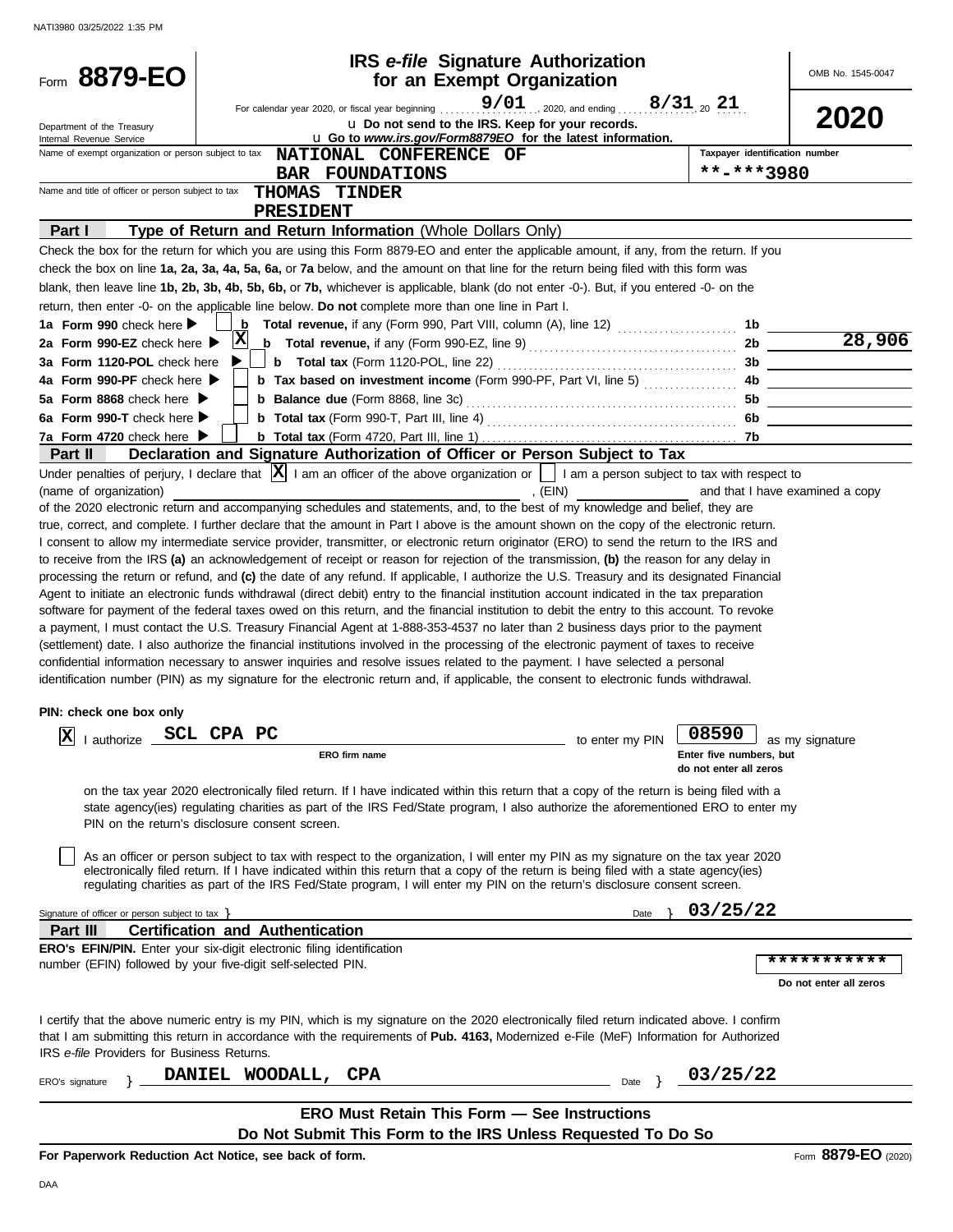NATI3980 03/25/2022 1:35 PM

# Form 8879-EO

## IRS *e-file* Signature Authorization for an Exempt Organization

OMB No. 1545-0047

**2020**

For calendar year 2020, or fiscal year beginning 9/01, 2020, and ending 8/31, 20 21

u Do not send to the IRS. Keep for your records.

u Go to *www.irs.gov/Form8879EO* for the latest information.

Department of the Treasury
Internal Revenue Service

Name of exempt organization or person subject to tax: NATIONAL CONFERENCE OF BAR FOUNDATIONS

Taxpayer identification number: **-***3980

Name and title of officer or person subject to tax: THOMAS TINDER, PRESIDENT

## Part I — Type of Return and Return Information (Whole Dollars Only)

Check the box for the return for which you are using this Form 8879-EO and enter the applicable amount, if any, from the return. If you check the box on line **1a, 2a, 3a, 4a, 5a, 6a,** or **7a** below, and the amount on that line for the return being filed with this form was blank, then leave line **1b, 2b, 3b, 4b, 5b, 6b,** or **7b,** whichever is applicable, blank (do not enter -0-). But, if you entered -0- on the return, then enter -0- on the applicable line below. **Do not** complete more than one line in Part I.

| Line | Check | Description | Line | Amount |
|---|---|---|---|---|
| 1a Form 990 check here | ☐ | b Total revenue, if any (Form 990, Part VIII, column (A), line 12) | 1b | |
| 2a Form 990-EZ check here | X | b Total revenue, if any (Form 990-EZ, line 9) | 2b | 28,906 |
| 3a Form 1120-POL check here | ☐ | b Total tax (Form 1120-POL, line 22) | 3b | |
| 4a Form 990-PF check here | ☐ | b Tax based on investment income (Form 990-PF, Part VI, line 5) | 4b | |
| 5a Form 8868 check here | ☐ | b Balance due (Form 8868, line 3c) | 5b | |
| 6a Form 990-T check here | ☐ | b Total tax (Form 990-T, Part III, line 4) | 6b | |
| 7a Form 4720 check here | ☐ | b Total tax (Form 4720, Part III, line 1) | 7b | |

## Part II — Declaration and Signature Authorization of Officer or Person Subject to Tax

Under penalties of perjury, I declare that [X] I am an officer of the above organization or [ ] I am a person subject to tax with respect to (name of organization) ______________________, (EIN) ____________ and that I have examined a copy of the 2020 electronic return and accompanying schedules and statements, and, to the best of my knowledge and belief, they are true, correct, and complete. I further declare that the amount in Part I above is the amount shown on the copy of the electronic return. I consent to allow my intermediate service provider, transmitter, or electronic return originator (ERO) to send the return to the IRS and to receive from the IRS **(a)** an acknowledgement of receipt or reason for rejection of the transmission, **(b)** the reason for any delay in processing the return or refund, and **(c)** the date of any refund. If applicable, I authorize the U.S. Treasury and its designated Financial Agent to initiate an electronic funds withdrawal (direct debit) entry to the financial institution account indicated in the tax preparation software for payment of the federal taxes owed on this return, and the financial institution to debit the entry to this account. To revoke a payment, I must contact the U.S. Treasury Financial Agent at 1-888-353-4537 no later than 2 business days prior to the payment (settlement) date. I also authorize the financial institutions involved in the processing of the electronic payment of taxes to receive confidential information necessary to answer inquiries and resolve issues related to the payment. I have selected a personal identification number (PIN) as my signature for the electronic return and, if applicable, the consent to electronic funds withdrawal.

**PIN: check one box only**

[X] I authorize SCL CPA PC (ERO firm name) to enter my PIN 08590 (Enter five numbers, but do not enter all zeros) as my signature on the tax year 2020 electronically filed return. If I have indicated within this return that a copy of the return is being filed with a state agency(ies) regulating charities as part of the IRS Fed/State program, I also authorize the aforementioned ERO to enter my PIN on the return's disclosure consent screen.

[ ] As an officer or person subject to tax with respect to the organization, I will enter my PIN as my signature on the tax year 2020 electronically filed return. If I have indicated within this return that a copy of the return is being filed with a state agency(ies) regulating charities as part of the IRS Fed/State program, I will enter my PIN on the return's disclosure consent screen.

Signature of officer or person subject to tax } ______________________ Date } 03/25/22

## Part III — Certification and Authentication

**ERO's EFIN/PIN.** Enter your six-digit electronic filing identification number (EFIN) followed by your five-digit self-selected PIN.

***********
Do not enter all zeros

I certify that the above numeric entry is my PIN, which is my signature on the 2020 electronically filed return indicated above. I confirm that I am submitting this return in accordance with the requirements of **Pub. 4163,** Modernized e-File (MeF) Information for Authorized IRS *e-file* Providers for Business Returns.

ERO's signature } DANIEL WOODALL, CPA Date } 03/25/22

**ERO Must Retain This Form — See Instructions**

**Do Not Submit This Form to the IRS Unless Requested To Do So**

**For Paperwork Reduction Act Notice, see back of form.**

Form **8879-EO** (2020)

DAA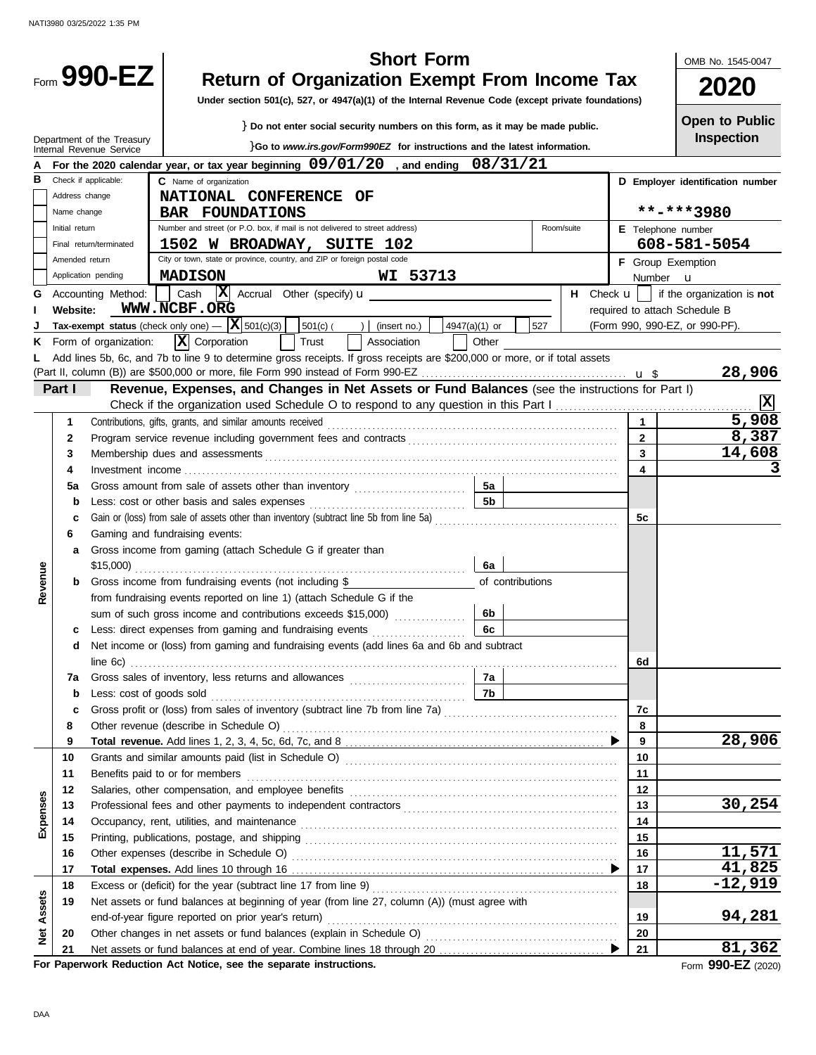NATI3980 03/25/2022 1:35 PM

# Form 990-EZ

## Short Form
## Return of Organization Exempt From Income Tax

**Under section 501(c), 527, or 4947(a)(1) of the Internal Revenue Code (except private foundations)**

} Do not enter social security numbers on this form, as it may be made public.

}Go to *www.irs.gov/Form990EZ* for instructions and the latest information.

Department of the Treasury
Internal Revenue Service

OMB No. 1545-0047

**2020**

**Open to Public Inspection**

**A** For the 2020 calendar year, or tax year beginning **09/01/20** , and ending **08/31/21**

**B** Check if applicable:
- Address change
- Name change
- Initial return
- Final return/terminated
- Amended return
- Application pending

**C** Name of organization: **NATIONAL CONFERENCE OF BAR FOUNDATIONS**

Number and street (or P.O. box, if mail is not delivered to street address): **1502 W BROADWAY, SUITE 102** Room/suite

City or town, state or province, country, and ZIP or foreign postal code: **MADISON WI 53713**

**D** Employer identification number: **\*\*-\*\*\*3980**

**E** Telephone number: **608-581-5054**

**F** Group Exemption Number u

**G** Accounting Method: [ ] Cash [X] Accrual Other (specify) u

**H** Check u [ ] if the organization is **not** required to attach Schedule B (Form 990, 990-EZ, or 990-PF).

**I** Website: **WWW.NCBF.ORG**

**J** Tax-exempt status (check only one) — [X] 501(c)(3) [ ] 501(c) ( ) (insert no.) [ ] 4947(a)(1) or [ ] 527

**K** Form of organization: [X] Corporation [ ] Trust [ ] Association [ ] Other

**L** Add lines 5b, 6c, and 7b to line 9 to determine gross receipts. If gross receipts are $200,000 or more, or if total assets (Part II, column (B)) are $500,000 or more, file Form 990 instead of Form 990-EZ ..... u $ **28,906**

### Part I — Revenue, Expenses, and Changes in Net Assets or Fund Balances (see the instructions for Part I)

Check if the organization used Schedule O to respond to any question in this Part I ..... [X]

| Section | Line | Description | | Line | Amount |
|---|---|---|---|---|---|
| Revenue | 1 | Contributions, gifts, grants, and similar amounts received | | 1 | 5,908 |
| | 2 | Program service revenue including government fees and contracts | | 2 | 8,387 |
| | 3 | Membership dues and assessments | | 3 | 14,608 |
| | 4 | Investment income | | 4 | 3 |
| | 5a | Gross amount from sale of assets other than inventory | 5a | | |
| | b | Less: cost or other basis and sales expenses | 5b | | |
| | c | Gain or (loss) from sale of assets other than inventory (subtract line 5b from line 5a) | | 5c | |
| | 6 | Gaming and fundraising events: | | | |
| | a | Gross income from gaming (attach Schedule G if greater than $15,000) | 6a | | |
| | b | Gross income from fundraising events (not including $ ______ of contributions from fundraising events reported on line 1) (attach Schedule G if the sum of such gross income and contributions exceeds $15,000) | 6b | | |
| | c | Less: direct expenses from gaming and fundraising events | 6c | | |
| | d | Net income or (loss) from gaming and fundraising events (add lines 6a and 6b and subtract line 6c) | | 6d | |
| | 7a | Gross sales of inventory, less returns and allowances | 7a | | |
| | b | Less: cost of goods sold | 7b | | |
| | c | Gross profit or (loss) from sales of inventory (subtract line 7b from line 7a) | | 7c | |
| | 8 | Other revenue (describe in Schedule O) | | 8 | |
| | 9 | **Total revenue.** Add lines 1, 2, 3, 4, 5c, 6d, 7c, and 8 ▶ | | 9 | 28,906 |
| Expenses | 10 | Grants and similar amounts paid (list in Schedule O) | | 10 | |
| | 11 | Benefits paid to or for members | | 11 | |
| | 12 | Salaries, other compensation, and employee benefits | | 12 | |
| | 13 | Professional fees and other payments to independent contractors | | 13 | 30,254 |
| | 14 | Occupancy, rent, utilities, and maintenance | | 14 | |
| | 15 | Printing, publications, postage, and shipping | | 15 | |
| | 16 | Other expenses (describe in Schedule O) | | 16 | 11,571 |
| | 17 | **Total expenses.** Add lines 10 through 16 ▶ | | 17 | 41,825 |
| Net Assets | 18 | Excess or (deficit) for the year (subtract line 17 from line 9) | | 18 | -12,919 |
| | 19 | Net assets or fund balances at beginning of year (from line 27, column (A)) (must agree with end-of-year figure reported on prior year's return) | | 19 | 94,281 |
| | 20 | Other changes in net assets or fund balances (explain in Schedule O) | | 20 | |
| | 21 | Net assets or fund balances at end of year. Combine lines 18 through 20 ▶ | | 21 | 81,362 |

**For Paperwork Reduction Act Notice, see the separate instructions.**

Form **990-EZ** (2020)

DAA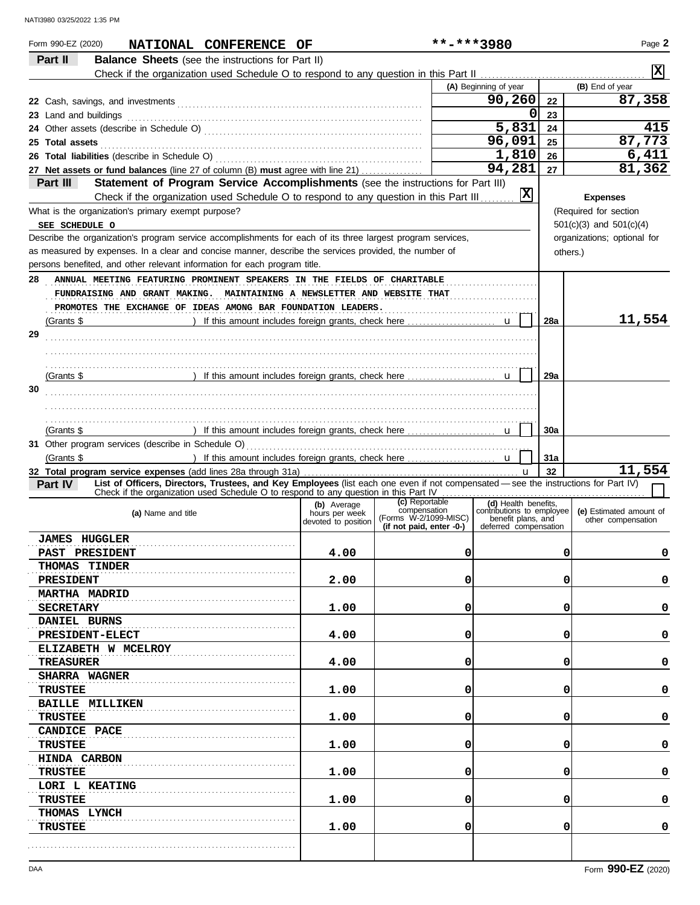NATI3980 03/25/2022 1:35 PM

Form 990-EZ (2020) **NATIONAL CONFERENCE OF** **-***3980

## Part II Balance Sheets (see the instructions for Part II)

Check if the organization used Schedule O to respond to any question in this Part II ☒

| | (A) Beginning of year | | (B) End of year |
|---|---|---|---|
| 22 Cash, savings, and investments | 90,260 | 22 | 87,358 |
| 23 Land and buildings | 0 | 23 | |
| 24 Other assets (describe in Schedule O) | 5,831 | 24 | 415 |
| 25 Total assets | 96,091 | 25 | 87,773 |
| 26 Total liabilities (describe in Schedule O) | 1,810 | 26 | 6,411 |
| 27 Net assets or fund balances (line 27 of column (B) must agree with line 21) | 94,281 | 27 | 81,362 |

## Part III Statement of Program Service Accomplishments (see the instructions for Part III)

Check if the organization used Schedule O to respond to any question in this Part III ☒

What is the organization's primary exempt purpose?

SEE SCHEDULE O

Describe the organization's program service accomplishments for each of its three largest program services, as measured by expenses. In a clear and concise manner, describe the services provided, the number of persons benefited, and other relevant information for each program title.

**Expenses** (Required for section 501(c)(3) and 501(c)(4) organizations; optional for others.)

| | | | Expenses |
|---|---|---|---|
| 28 | ANNUAL MEETING FEATURING PROMINENT SPEAKERS IN THE FIELDS OF CHARITABLE FUNDRAISING AND GRANT MAKING. MAINTAINING A NEWSLETTER AND WEBSITE THAT PROMOTES THE EXCHANGE OF IDEAS AMONG BAR FOUNDATION LEADERS. (Grants $ ) If this amount includes foreign grants, check here ☐ | 28a | 11,554 |
| 29 | (Grants $ ) If this amount includes foreign grants, check here ☐ | 29a | |
| 30 | (Grants $ ) If this amount includes foreign grants, check here ☐ | 30a | |
| 31 | Other program services (describe in Schedule O) (Grants $ ) If this amount includes foreign grants, check here ☐ | 31a | |
| 32 | Total program service expenses (add lines 28a through 31a) | 32 | 11,554 |

## Part IV List of Officers, Directors, Trustees, and Key Employees (list each one even if not compensated — see the instructions for Part IV)

Check if the organization used Schedule O to respond to any question in this Part IV ☐

| (a) Name and title | (b) Average hours per week devoted to position | (c) Reportable compensation (Forms W-2/1099-MISC) (if not paid, enter -0-) | (d) Health benefits, contributions to employee benefit plans, and deferred compensation | (e) Estimated amount of other compensation |
|---|---|---|---|---|
| JAMES HUGGLER<br>PAST PRESIDENT | 4.00 | 0 | 0 | 0 |
| THOMAS TINDER<br>PRESIDENT | 2.00 | 0 | 0 | 0 |
| MARTHA MADRID<br>SECRETARY | 1.00 | 0 | 0 | 0 |
| DANIEL BURNS<br>PRESIDENT-ELECT | 4.00 | 0 | 0 | 0 |
| ELIZABETH W MCELROY<br>TREASURER | 4.00 | 0 | 0 | 0 |
| SHARRA WAGNER<br>TRUSTEE | 1.00 | 0 | 0 | 0 |
| BAILLE MILLIKEN<br>TRUSTEE | 1.00 | 0 | 0 | 0 |
| CANDICE PACE<br>TRUSTEE | 1.00 | 0 | 0 | 0 |
| HINDA CARBON<br>TRUSTEE | 1.00 | 0 | 0 | 0 |
| LORI L KEATING<br>TRUSTEE | 1.00 | 0 | 0 | 0 |
| THOMAS LYNCH<br>TRUSTEE | 1.00 | 0 | 0 | 0 |

DAA Form **990-EZ** (2020)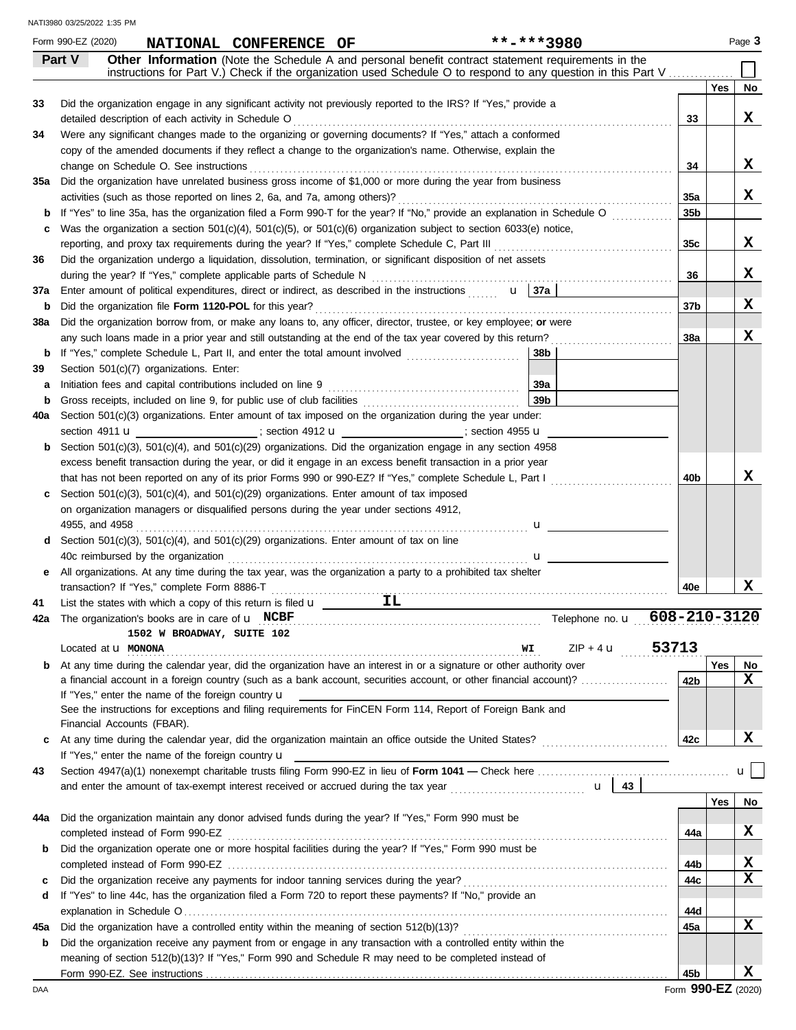Form 990-EZ (2020) **NATIONAL CONFERENCE OF** **-***3980 Page **3**

**Part V** **Other Information** (Note the Schedule A and personal benefit contract statement requirements in the instructions for Part V.) Check if the organization used Schedule O to respond to any question in this Part V ☐

| | | | Yes | No |
|---|---|---|---|---|
| 33 | Did the organization engage in any significant activity not previously reported to the IRS? If "Yes," provide a detailed description of each activity in Schedule O | 33 | | X |
| 34 | Were any significant changes made to the organizing or governing documents? If "Yes," attach a conformed copy of the amended documents if they reflect a change to the organization's name. Otherwise, explain the change on Schedule O. See instructions | 34 | | X |
| 35a | Did the organization have unrelated business gross income of $1,000 or more during the year from business activities (such as those reported on lines 2, 6a, and 7a, among others)? | 35a | | X |
| b | If "Yes" to line 35a, has the organization filed a Form 990-T for the year? If "No," provide an explanation in Schedule O | 35b | | |
| c | Was the organization a section 501(c)(4), 501(c)(5), or 501(c)(6) organization subject to section 6033(e) notice, reporting, and proxy tax requirements during the year? If "Yes," complete Schedule C, Part III | 35c | | X |
| 36 | Did the organization undergo a liquidation, dissolution, termination, or significant disposition of net assets during the year? If "Yes," complete applicable parts of Schedule N | 36 | | X |
| 37a | Enter amount of political expenditures, direct or indirect, as described in the instructions u 37a | | | |
| b | Did the organization file **Form 1120-POL** for this year? | 37b | | X |
| 38a | Did the organization borrow from, or make any loans to, any officer, director, trustee, or key employee; **or** were any such loans made in a prior year and still outstanding at the end of the tax year covered by this return? | 38a | | X |
| b | If "Yes," complete Schedule L, Part II, and enter the total amount involved 38b | | | |
| 39 | Section 501(c)(7) organizations. Enter: | | | |
| a | Initiation fees and capital contributions included on line 9 39a | | | |
| b | Gross receipts, included on line 9, for public use of club facilities 39b | | | |
| 40a | Section 501(c)(3) organizations. Enter amount of tax imposed on the organization during the year under: section 4911 u ; section 4912 u ; section 4955 u | | | |
| b | Section 501(c)(3), 501(c)(4), and 501(c)(29) organizations. Did the organization engage in any section 4958 excess benefit transaction during the year, or did it engage in an excess benefit transaction in a prior year that has not been reported on any of its prior Forms 990 or 990-EZ? If "Yes," complete Schedule L, Part I | 40b | | X |
| c | Section 501(c)(3), 501(c)(4), and 501(c)(29) organizations. Enter amount of tax imposed on organization managers or disqualified persons during the year under sections 4912, 4955, and 4958 u | | | |
| d | Section 501(c)(3), 501(c)(4), and 501(c)(29) organizations. Enter amount of tax on line 40c reimbursed by the organization u | | | |
| e | All organizations. At any time during the tax year, was the organization a party to a prohibited tax shelter transaction? If "Yes," complete Form 8886-T | 40e | | X |
| 41 | List the states with which a copy of this return is filed u **IL** | | | |
| 42a | The organization's books are in care of u **NCBF** Telephone no. u **608-210-3120**<br>**1502 W BROADWAY, SUITE 102**<br>Located at u **MONONA** **WI** ZIP + 4 u **53713** | | | |
| b | At any time during the calendar year, did the organization have an interest in or a signature or other authority over a financial account in a foreign country (such as a bank account, securities account, or other financial account)? If "Yes," enter the name of the foreign country u<br>See the instructions for exceptions and filing requirements for FinCEN Form 114, Report of Foreign Bank and Financial Accounts (FBAR). | 42b | | X |
| c | At any time during the calendar year, did the organization maintain an office outside the United States? If "Yes," enter the name of the foreign country u | 42c | | X |
| 43 | Section 4947(a)(1) nonexempt charitable trusts filing Form 990-EZ in lieu of **Form 1041 —** Check here u ☐ and enter the amount of tax-exempt interest received or accrued during the tax year u 43 | | | |
| 44a | Did the organization maintain any donor advised funds during the year? If "Yes," Form 990 must be completed instead of Form 990-EZ | 44a | | X |
| b | Did the organization operate one or more hospital facilities during the year? If "Yes," Form 990 must be completed instead of Form 990-EZ | 44b | | X |
| c | Did the organization receive any payments for indoor tanning services during the year? | 44c | | X |
| d | If "Yes" to line 44c, has the organization filed a Form 720 to report these payments? If "No," provide an explanation in Schedule O | 44d | | |
| 45a | Did the organization have a controlled entity within the meaning of section 512(b)(13)? | 45a | | X |
| b | Did the organization receive any payment from or engage in any transaction with a controlled entity within the meaning of section 512(b)(13)? If "Yes," Form 990 and Schedule R may need to be completed instead of Form 990-EZ. See instructions | 45b | | X |

Form **990-EZ** (2020)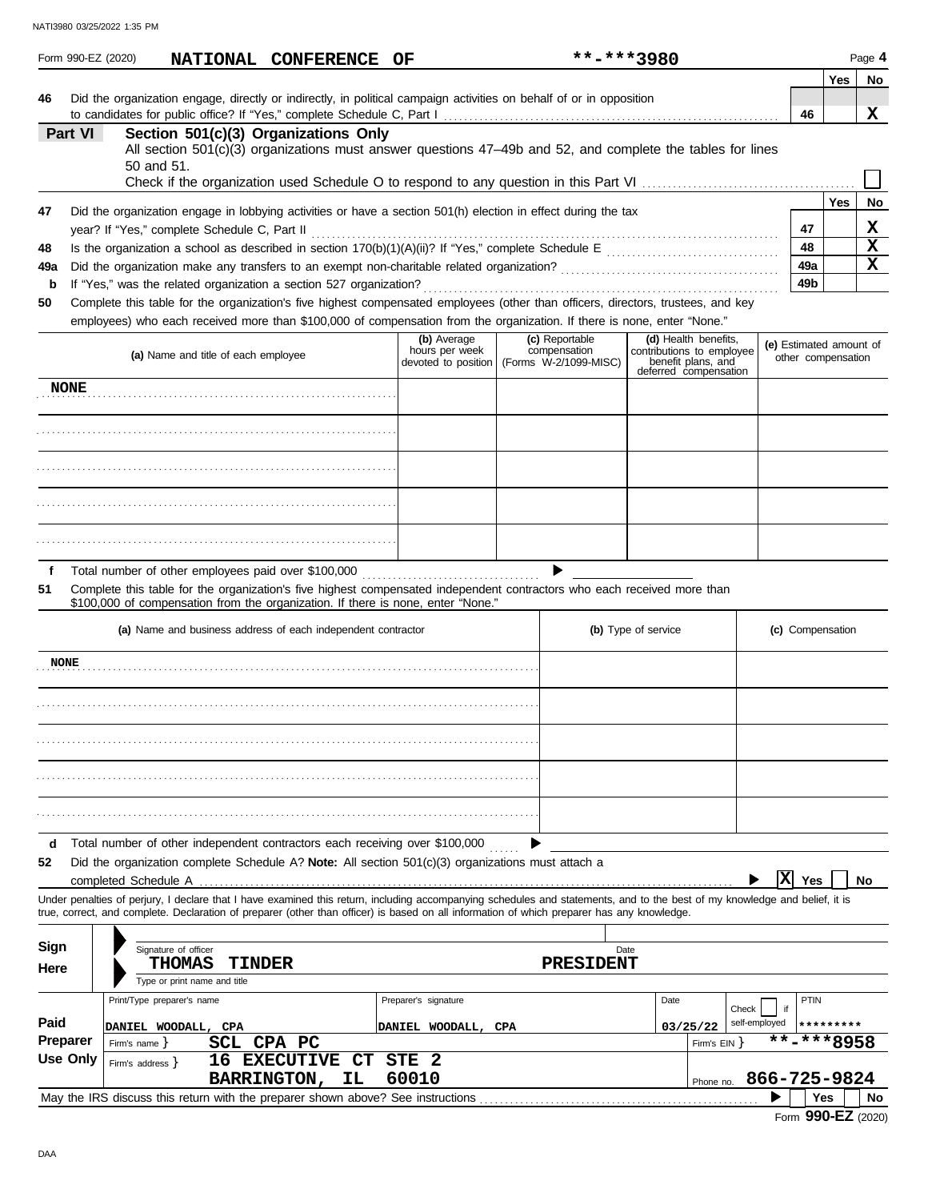NATI3980 03/25/2022 1:35 PM

Form 990-EZ (2020) **NATIONAL CONFERENCE OF** **-***3980 Page 4

| | | | Yes | No |
|---|---|---|---|---|
| 46 | Did the organization engage, directly or indirectly, in political campaign activities on behalf of or in opposition to candidates for public office? If "Yes," complete Schedule C, Part I | 46 | | X |

**Part VI** **Section 501(c)(3) Organizations Only**

All section 501(c)(3) organizations must answer questions 47–49b and 52, and complete the tables for lines 50 and 51.

Check if the organization used Schedule O to respond to any question in this Part VI ☐

| | | | Yes | No |
|---|---|---|---|---|
| 47 | Did the organization engage in lobbying activities or have a section 501(h) election in effect during the tax year? If "Yes," complete Schedule C, Part II | 47 | | X |
| 48 | Is the organization a school as described in section 170(b)(1)(A)(ii)? If "Yes," complete Schedule E | 48 | | X |
| 49a | Did the organization make any transfers to an exempt non-charitable related organization? | 49a | | X |
| b | If "Yes," was the related organization a section 527 organization? | 49b | | |

**50** Complete this table for the organization's five highest compensated employees (other than officers, directors, trustees, and key employees) who each received more than $100,000 of compensation from the organization. If there is none, enter "None."

| (a) Name and title of each employee | (b) Average hours per week devoted to position | (c) Reportable compensation (Forms W-2/1099-MISC) | (d) Health benefits, contributions to employee benefit plans, and deferred compensation | (e) Estimated amount of other compensation |
|---|---|---|---|---|
| NONE | | | | |
| | | | | |
| | | | | |
| | | | | |
| | | | | |

**f** Total number of other employees paid over $100,000 ▶

**51** Complete this table for the organization's five highest compensated independent contractors who each received more than $100,000 of compensation from the organization. If there is none, enter "None."

| (a) Name and business address of each independent contractor | (b) Type of service | (c) Compensation |
|---|---|---|
| NONE | | |
| | | |
| | | |
| | | |
| | | |

**d** Total number of other independent contractors each receiving over $100,000 ▶

**52** Did the organization complete Schedule A? **Note:** All section 501(c)(3) organizations must attach a completed Schedule A ▶ ☒ Yes ☐ No

Under penalties of perjury, I declare that I have examined this return, including accompanying schedules and statements, and to the best of my knowledge and belief, it is true, correct, and complete. Declaration of preparer (other than officer) is based on all information of which preparer has any knowledge.

**Sign Here**

Signature of officer — Date

**THOMAS TINDER** **PRESIDENT**

Type or print name and title

| **Paid Preparer Use Only** | | | | |
|---|---|---|---|---|
| Print/Type preparer's name: DANIEL WOODALL, CPA | Preparer's signature: DANIEL WOODALL, CPA | Date: 03/25/22 | Check ☐ if self-employed | PTIN: ********* |
| Firm's name: SCL CPA PC | | | Firm's EIN: **-***8958 | |
| Firm's address: 16 EXECUTIVE CT STE 2 BARRINGTON, IL 60010 | | | Phone no. 866-725-9824 | |

May the IRS discuss this return with the preparer shown above? See instructions ▶ ☐ Yes ☐ No

Form **990-EZ** (2020)

DAA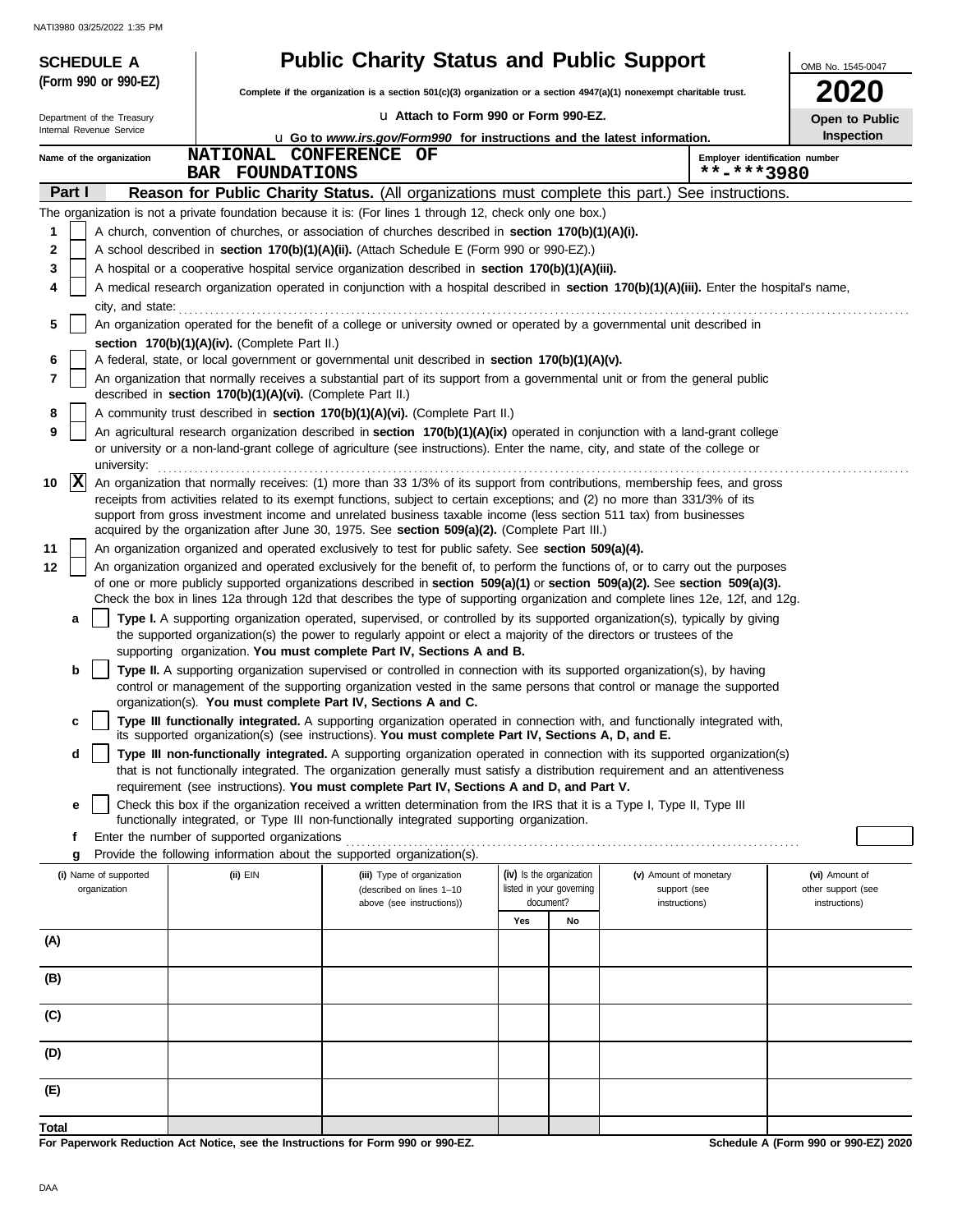**SCHEDULE A**
**(Form 990 or 990-EZ)**

Department of the Treasury
Internal Revenue Service

# Public Charity Status and Public Support

**Complete if the organization is a section 501(c)(3) organization or a section 4947(a)(1) nonexempt charitable trust.**

u Attach to Form 990 or Form 990-EZ.

u Go to *www.irs.gov/Form990* for instructions and the latest information.

OMB No. 1545-0047

**2020**

**Open to Public Inspection**

Name of the organization: NATIONAL CONFERENCE OF BAR FOUNDATIONS

Employer identification number: **-***3980

## Part I — Reason for Public Charity Status. (All organizations must complete this part.) See instructions.

The organization is not a private foundation because it is: (For lines 1 through 12, check only one box.)

1 [ ] A church, convention of churches, or association of churches described in **section 170(b)(1)(A)(i).**

2 [ ] A school described in **section 170(b)(1)(A)(ii).** (Attach Schedule E (Form 990 or 990-EZ).)

3 [ ] A hospital or a cooperative hospital service organization described in **section 170(b)(1)(A)(iii).**

4 [ ] A medical research organization operated in conjunction with a hospital described in **section 170(b)(1)(A)(iii).** Enter the hospital's name, city, and state:

5 [ ] An organization operated for the benefit of a college or university owned or operated by a governmental unit described in **section 170(b)(1)(A)(iv).** (Complete Part II.)

6 [ ] A federal, state, or local government or governmental unit described in **section 170(b)(1)(A)(v).**

7 [ ] An organization that normally receives a substantial part of its support from a governmental unit or from the general public described in **section 170(b)(1)(A)(vi).** (Complete Part II.)

8 [ ] A community trust described in **section 170(b)(1)(A)(vi).** (Complete Part II.)

9 [ ] An agricultural research organization described in **section 170(b)(1)(A)(ix)** operated in conjunction with a land-grant college or university or a non-land-grant college of agriculture (see instructions). Enter the name, city, and state of the college or university:

10 [X] An organization that normally receives: (1) more than 33 1/3% of its support from contributions, membership fees, and gross receipts from activities related to its exempt functions, subject to certain exceptions; and (2) no more than 331/3% of its support from gross investment income and unrelated business taxable income (less section 511 tax) from businesses acquired by the organization after June 30, 1975. See **section 509(a)(2).** (Complete Part III.)

11 [ ] An organization organized and operated exclusively to test for public safety. See **section 509(a)(4).**

12 [ ] An organization organized and operated exclusively for the benefit of, to perform the functions of, or to carry out the purposes of one or more publicly supported organizations described in **section 509(a)(1)** or **section 509(a)(2).** See **section 509(a)(3).** Check the box in lines 12a through 12d that describes the type of supporting organization and complete lines 12e, 12f, and 12g.

a [ ] **Type I.** A supporting organization operated, supervised, or controlled by its supported organization(s), typically by giving the supported organization(s) the power to regularly appoint or elect a majority of the directors or trustees of the supporting organization. **You must complete Part IV, Sections A and B.**

b [ ] **Type II.** A supporting organization supervised or controlled in connection with its supported organization(s), by having control or management of the supporting organization vested in the same persons that control or manage the supported organization(s). **You must complete Part IV, Sections A and C.**

c [ ] **Type III functionally integrated.** A supporting organization operated in connection with, and functionally integrated with, its supported organization(s) (see instructions). **You must complete Part IV, Sections A, D, and E.**

d [ ] **Type III non-functionally integrated.** A supporting organization operated in connection with its supported organization(s) that is not functionally integrated. The organization generally must satisfy a distribution requirement and an attentiveness requirement (see instructions). **You must complete Part IV, Sections A and D, and Part V.**

e [ ] Check this box if the organization received a written determination from the IRS that it is a Type I, Type II, Type III functionally integrated, or Type III non-functionally integrated supporting organization.

f Enter the number of supported organizations

g Provide the following information about the supported organization(s).

| (i) Name of supported organization | (ii) EIN | (iii) Type of organization (described on lines 1–10 above (see instructions)) | (iv) Is the organization listed in your governing document? | | (v) Amount of monetary support (see instructions) | (vi) Amount of other support (see instructions) |
|---|---|---|---|---|---|---|
| | | | Yes | No | | |
| (A) | | | | | | |
| (B) | | | | | | |
| (C) | | | | | | |
| (D) | | | | | | |
| (E) | | | | | | |
| Total | | | | | | |

**For Paperwork Reduction Act Notice, see the Instructions for Form 990 or 990-EZ.**

**Schedule A (Form 990 or 990-EZ) 2020**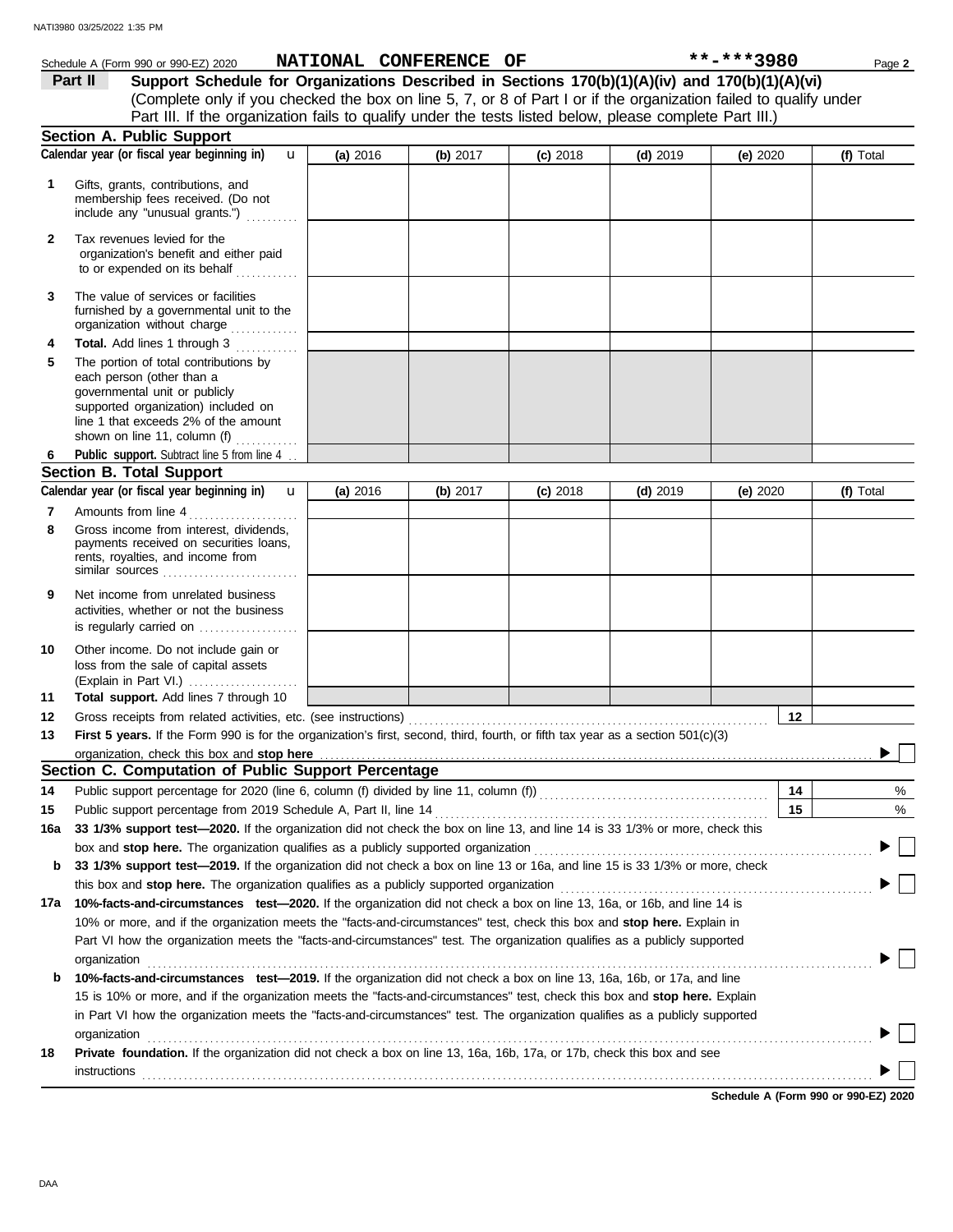Schedule A (Form 990 or 990-EZ) 2020 **NATIONAL CONFERENCE OF** **-***3980

## Part II Support Schedule for Organizations Described in Sections 170(b)(1)(A)(iv) and 170(b)(1)(A)(vi)

(Complete only if you checked the box on line 5, 7, or 8 of Part I or if the organization failed to qualify under Part III. If the organization fails to qualify under the tests listed below, please complete Part III.)

### Section A. Public Support

| | Calendar year (or fiscal year beginning in) | (a) 2016 | (b) 2017 | (c) 2018 | (d) 2019 | (e) 2020 | (f) Total |
|---|---|---|---|---|---|---|---|
| 1 | Gifts, grants, contributions, and membership fees received. (Do not include any "unusual grants.") | | | | | | |
| 2 | Tax revenues levied for the organization's benefit and either paid to or expended on its behalf | | | | | | |
| 3 | The value of services or facilities furnished by a governmental unit to the organization without charge | | | | | | |
| 4 | **Total.** Add lines 1 through 3 | | | | | | |
| 5 | The portion of total contributions by each person (other than a governmental unit or publicly supported organization) included on line 1 that exceeds 2% of the amount shown on line 11, column (f) | | | | | | |
| 6 | **Public support.** Subtract line 5 from line 4 | | | | | | |

### Section B. Total Support

| | Calendar year (or fiscal year beginning in) | (a) 2016 | (b) 2017 | (c) 2018 | (d) 2019 | (e) 2020 | (f) Total |
|---|---|---|---|---|---|---|---|
| 7 | Amounts from line 4 | | | | | | |
| 8 | Gross income from interest, dividends, payments received on securities loans, rents, royalties, and income from similar sources | | | | | | |
| 9 | Net income from unrelated business activities, whether or not the business is regularly carried on | | | | | | |
| 10 | Other income. Do not include gain or loss from the sale of capital assets (Explain in Part VI.) | | | | | | |
| 11 | **Total support.** Add lines 7 through 10 | | | | | | |

12 Gross receipts from related activities, etc. (see instructions) | 12 |

13 **First 5 years.** If the Form 990 is for the organization's first, second, third, fourth, or fifth tax year as a section 501(c)(3) organization, check this box and **stop here** ☐

### Section C. Computation of Public Support Percentage

14 Public support percentage for 2020 (line 6, column (f) divided by line 11, column (f)) | 14 | %

15 Public support percentage from 2019 Schedule A, Part II, line 14 | 15 | %

16a **33 1/3% support test—2020.** If the organization did not check the box on line 13, and line 14 is 33 1/3% or more, check this box and **stop here.** The organization qualifies as a publicly supported organization ☐

b **33 1/3% support test—2019.** If the organization did not check a box on line 13 or 16a, and line 15 is 33 1/3% or more, check this box and **stop here.** The organization qualifies as a publicly supported organization ☐

17a **10%-facts-and-circumstances test—2020.** If the organization did not check a box on line 13, 16a, or 16b, and line 14 is 10% or more, and if the organization meets the "facts-and-circumstances" test, check this box and **stop here.** Explain in Part VI how the organization meets the "facts-and-circumstances" test. The organization qualifies as a publicly supported organization ☐

b **10%-facts-and-circumstances test—2019.** If the organization did not check a box on line 13, 16a, 16b, or 17a, and line 15 is 10% or more, and if the organization meets the "facts-and-circumstances" test, check this box and **stop here.** Explain in Part VI how the organization meets the "facts-and-circumstances" test. The organization qualifies as a publicly supported organization ☐

18 **Private foundation.** If the organization did not check a box on line 13, 16a, 16b, 17a, or 17b, check this box and see instructions ☐

**Schedule A (Form 990 or 990-EZ) 2020**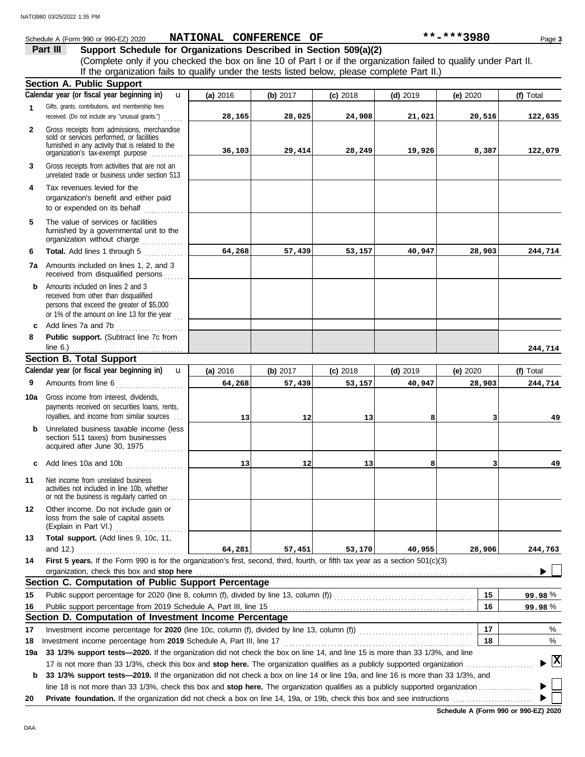Schedule A (Form 990 or 990-EZ) 2020 **NATIONAL CONFERENCE OF** **\*\*-\*\*\*3980** Page **3**

## Part III Support Schedule for Organizations Described in Section 509(a)(2)

(Complete only if you checked the box on line 10 of Part I or if the organization failed to qualify under Part II. If the organization fails to qualify under the tests listed below, please complete Part II.)

### Section A. Public Support

| | Calendar year (or fiscal year beginning in) | (a) 2016 | (b) 2017 | (c) 2018 | (d) 2019 | (e) 2020 | (f) Total |
|---|---|---|---|---|---|---|---|
| 1 | Gifts, grants, contributions, and membership fees received. (Do not include any "unusual grants.") | 28,165 | 28,025 | 24,908 | 21,021 | 20,516 | 122,635 |
| 2 | Gross receipts from admissions, merchandise sold or services performed, or facilities furnished in any activity that is related to the organization's tax-exempt purpose | 36,103 | 29,414 | 28,249 | 19,926 | 8,387 | 122,079 |
| 3 | Gross receipts from activities that are not an unrelated trade or business under section 513 | | | | | | |
| 4 | Tax revenues levied for the organization's benefit and either paid to or expended on its behalf | | | | | | |
| 5 | The value of services or facilities furnished by a governmental unit to the organization without charge | | | | | | |
| 6 | **Total.** Add lines 1 through 5 | 64,268 | 57,439 | 53,157 | 40,947 | 28,903 | 244,714 |
| 7a | Amounts included on lines 1, 2, and 3 received from disqualified persons | | | | | | |
| b | Amounts included on lines 2 and 3 received from other than disqualified persons that exceed the greater of $5,000 or 1% of the amount on line 13 for the year | | | | | | |
| c | Add lines 7a and 7b | | | | | | |
| 8 | **Public support.** (Subtract line 7c from line 6.) | | | | | | 244,714 |

### Section B. Total Support

| | Calendar year (or fiscal year beginning in) | (a) 2016 | (b) 2017 | (c) 2018 | (d) 2019 | (e) 2020 | (f) Total |
|---|---|---|---|---|---|---|---|
| 9 | Amounts from line 6 | 64,268 | 57,439 | 53,157 | 40,947 | 28,903 | 244,714 |
| 10a | Gross income from interest, dividends, payments received on securities loans, rents, royalties, and income from similar sources | 13 | 12 | 13 | 8 | 3 | 49 |
| b | Unrelated business taxable income (less section 511 taxes) from businesses acquired after June 30, 1975 | | | | | | |
| c | Add lines 10a and 10b | 13 | 12 | 13 | 8 | 3 | 49 |
| 11 | Net income from unrelated business activities not included in line 10b, whether or not the business is regularly carried on | | | | | | |
| 12 | Other income. Do not include gain or loss from the sale of capital assets (Explain in Part VI.) | | | | | | |
| 13 | **Total support.** (Add lines 9, 10c, 11, and 12.) | 64,281 | 57,451 | 53,170 | 40,955 | 28,906 | 244,763 |

**14** **First 5 years.** If the Form 990 is for the organization's first, second, third, fourth, or fifth tax year as a section 501(c)(3) organization, check this box and **stop here** ☐

### Section C. Computation of Public Support Percentage

| | | | |
|---|---|---|---|
| 15 | Public support percentage for 2020 (line 8, column (f), divided by line 13, column (f)) | 15 | 99.98 % |
| 16 | Public support percentage from 2019 Schedule A, Part III, line 15 | 16 | 99.98 % |

### Section D. Computation of Investment Income Percentage

| | | | |
|---|---|---|---|
| 17 | Investment income percentage for **2020** (line 10c, column (f), divided by line 13, column (f)) | 17 | % |
| 18 | Investment income percentage from **2019** Schedule A, Part III, line 17 | 18 | % |

**19a** **33 1/3% support tests—2020.** If the organization did not check the box on line 14, and line 15 is more than 33 1/3%, and line 17 is not more than 33 1/3%, check this box and **stop here.** The organization qualifies as a publicly supported organization ☒

**b** **33 1/3% support tests—2019.** If the organization did not check a box on line 14 or line 19a, and line 16 is more than 33 1/3%, and line 18 is not more than 33 1/3%, check this box and **stop here.** The organization qualifies as a publicly supported organization ☐

**20** **Private foundation.** If the organization did not check a box on line 14, 19a, or 19b, check this box and see instructions ☐

**Schedule A (Form 990 or 990-EZ) 2020**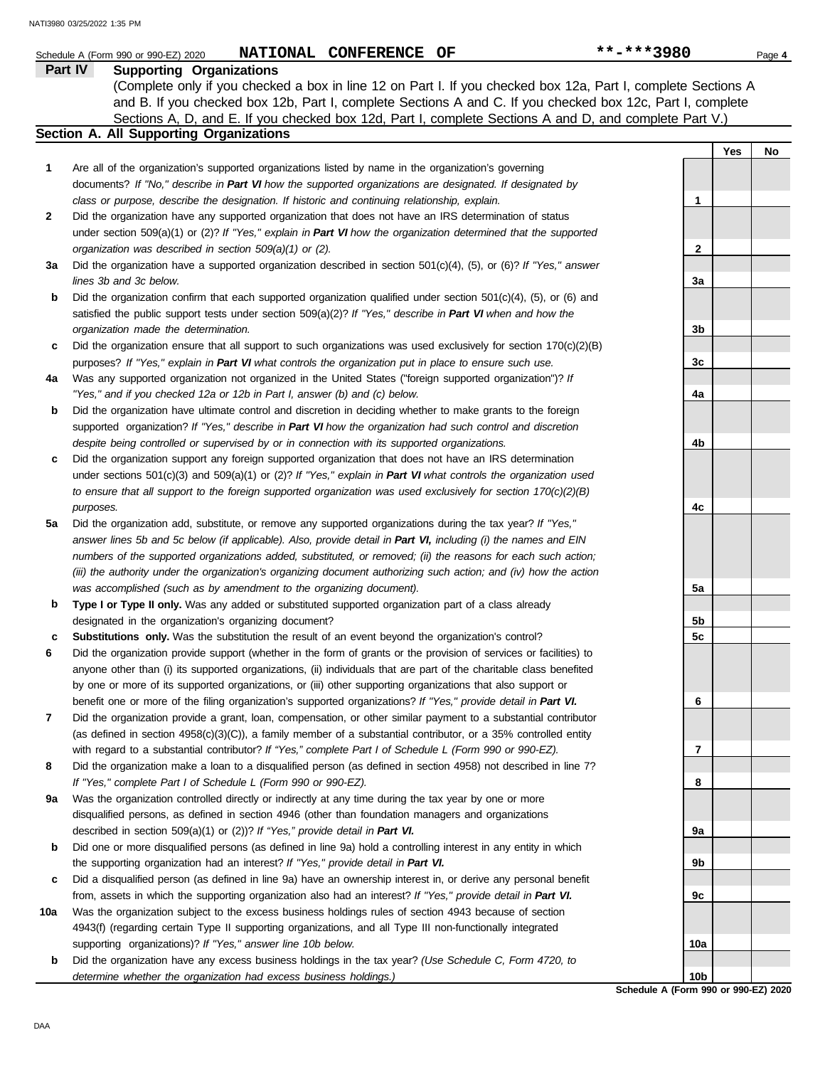Schedule A (Form 990 or 990-EZ) 2020 **NATIONAL CONFERENCE OF** **-***3980 Page **4**

## Part IV Supporting Organizations

(Complete only if you checked a box in line 12 on Part I. If you checked box 12a, Part I, complete Sections A and B. If you checked box 12b, Part I, complete Sections A and C. If you checked box 12c, Part I, complete Sections A, D, and E. If you checked box 12d, Part I, complete Sections A and D, and complete Part V.)

### Section A. All Supporting Organizations

| | | | Yes | No |
|---|---|---|---|---|
| **1** | Are all of the organization's supported organizations listed by name in the organization's governing documents? *If "No," describe in **Part VI** how the supported organizations are designated. If designated by class or purpose, describe the designation. If historic and continuing relationship, explain.* | **1** | | |
| **2** | Did the organization have any supported organization that does not have an IRS determination of status under section 509(a)(1) or (2)? *If "Yes," explain in **Part VI** how the organization determined that the supported organization was described in section 509(a)(1) or (2).* | **2** | | |
| **3a** | Did the organization have a supported organization described in section 501(c)(4), (5), or (6)? *If "Yes," answer lines 3b and 3c below.* | **3a** | | |
| **b** | Did the organization confirm that each supported organization qualified under section 501(c)(4), (5), or (6) and satisfied the public support tests under section 509(a)(2)? *If "Yes," describe in **Part VI** when and how the organization made the determination.* | **3b** | | |
| **c** | Did the organization ensure that all support to such organizations was used exclusively for section 170(c)(2)(B) purposes? *If "Yes," explain in **Part VI** what controls the organization put in place to ensure such use.* | **3c** | | |
| **4a** | Was any supported organization not organized in the United States ("foreign supported organization")? *If "Yes," and if you checked 12a or 12b in Part I, answer (b) and (c) below.* | **4a** | | |
| **b** | Did the organization have ultimate control and discretion in deciding whether to make grants to the foreign supported organization? *If "Yes," describe in **Part VI** how the organization had such control and discretion despite being controlled or supervised by or in connection with its supported organizations.* | **4b** | | |
| **c** | Did the organization support any foreign supported organization that does not have an IRS determination under sections 501(c)(3) and 509(a)(1) or (2)? *If "Yes," explain in **Part VI** what controls the organization used to ensure that all support to the foreign supported organization was used exclusively for section 170(c)(2)(B) purposes.* | **4c** | | |
| **5a** | Did the organization add, substitute, or remove any supported organizations during the tax year? *If "Yes," answer lines 5b and 5c below (if applicable). Also, provide detail in **Part VI,** including (i) the names and EIN numbers of the supported organizations added, substituted, or removed; (ii) the reasons for each such action; (iii) the authority under the organization's organizing document authorizing such action; and (iv) how the action was accomplished (such as by amendment to the organizing document).* | **5a** | | |
| **b** | **Type I or Type II only.** Was any added or substituted supported organization part of a class already designated in the organization's organizing document? | **5b** | | |
| **c** | **Substitutions only.** Was the substitution the result of an event beyond the organization's control? | **5c** | | |
| **6** | Did the organization provide support (whether in the form of grants or the provision of services or facilities) to anyone other than (i) its supported organizations, (ii) individuals that are part of the charitable class benefited by one or more of its supported organizations, or (iii) other supporting organizations that also support or benefit one or more of the filing organization's supported organizations? *If "Yes," provide detail in **Part VI.*** | **6** | | |
| **7** | Did the organization provide a grant, loan, compensation, or other similar payment to a substantial contributor (as defined in section 4958(c)(3)(C)), a family member of a substantial contributor, or a 35% controlled entity with regard to a substantial contributor? *If "Yes," complete Part I of Schedule L (Form 990 or 990-EZ).* | **7** | | |
| **8** | Did the organization make a loan to a disqualified person (as defined in section 4958) not described in line 7? *If "Yes," complete Part I of Schedule L (Form 990 or 990-EZ).* | **8** | | |
| **9a** | Was the organization controlled directly or indirectly at any time during the tax year by one or more disqualified persons, as defined in section 4946 (other than foundation managers and organizations described in section 509(a)(1) or (2))? *If "Yes," provide detail in **Part VI.*** | **9a** | | |
| **b** | Did one or more disqualified persons (as defined in line 9a) hold a controlling interest in any entity in which the supporting organization had an interest? *If "Yes," provide detail in **Part VI.*** | **9b** | | |
| **c** | Did a disqualified person (as defined in line 9a) have an ownership interest in, or derive any personal benefit from, assets in which the supporting organization also had an interest? *If "Yes," provide detail in **Part VI.*** | **9c** | | |
| **10a** | Was the organization subject to the excess business holdings rules of section 4943 because of section 4943(f) (regarding certain Type II supporting organizations, and all Type III non-functionally integrated supporting organizations)? *If "Yes," answer line 10b below.* | **10a** | | |
| **b** | Did the organization have any excess business holdings in the tax year? *(Use Schedule C, Form 4720, to determine whether the organization had excess business holdings.)* | **10b** | | |

**Schedule A (Form 990 or 990-EZ) 2020**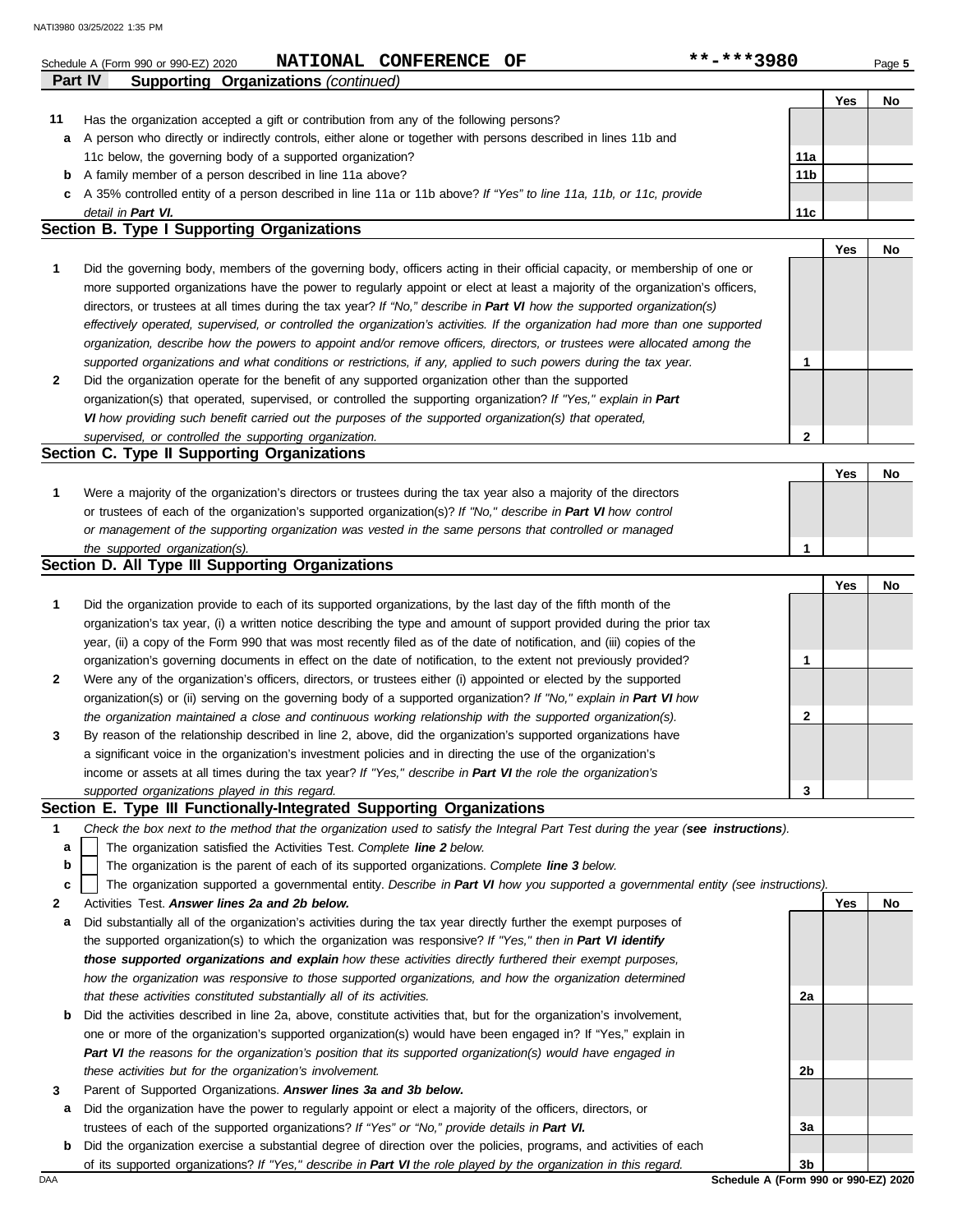Schedule A (Form 990 or 990-EZ) 2020 **NATIONAL CONFERENCE OF** **-***3980 Page **5**

**Part IV Supporting Organizations** *(continued)*

| | | | Yes | No |
|---|---|---|---|---|
| **11** | Has the organization accepted a gift or contribution from any of the following persons? | | | |
| **a** | A person who directly or indirectly controls, either alone or together with persons described in lines 11b and 11c below, the governing body of a supported organization? | **11a** | | |
| **b** | A family member of a person described in line 11a above? | **11b** | | |
| **c** | A 35% controlled entity of a person described in line 11a or 11b above? *If "Yes" to line 11a, 11b, or 11c, provide detail in* ***Part VI.*** | **11c** | | |

## Section B. Type I Supporting Organizations

| | | | Yes | No |
|---|---|---|---|---|
| **1** | Did the governing body, members of the governing body, officers acting in their official capacity, or membership of one or more supported organizations have the power to regularly appoint or elect at least a majority of the organization's officers, directors, or trustees at all times during the tax year? *If "No," describe in* ***Part VI*** *how the supported organization(s) effectively operated, supervised, or controlled the organization's activities. If the organization had more than one supported organization, describe how the powers to appoint and/or remove officers, directors, or trustees were allocated among the supported organizations and what conditions or restrictions, if any, applied to such powers during the tax year.* | **1** | | |
| **2** | Did the organization operate for the benefit of any supported organization other than the supported organization(s) that operated, supervised, or controlled the supporting organization? *If "Yes," explain in* ***Part VI*** *how providing such benefit carried out the purposes of the supported organization(s) that operated, supervised, or controlled the supporting organization.* | **2** | | |

## Section C. Type II Supporting Organizations

| | | | Yes | No |
|---|---|---|---|---|
| **1** | Were a majority of the organization's directors or trustees during the tax year also a majority of the directors or trustees of each of the organization's supported organization(s)? *If "No," describe in* ***Part VI*** *how control or management of the supporting organization was vested in the same persons that controlled or managed the supported organization(s).* | **1** | | |

## Section D. All Type III Supporting Organizations

| | | | Yes | No |
|---|---|---|---|---|
| **1** | Did the organization provide to each of its supported organizations, by the last day of the fifth month of the organization's tax year, (i) a written notice describing the type and amount of support provided during the prior tax year, (ii) a copy of the Form 990 that was most recently filed as of the date of notification, and (iii) copies of the organization's governing documents in effect on the date of notification, to the extent not previously provided? | **1** | | |
| **2** | Were any of the organization's officers, directors, or trustees either (i) appointed or elected by the supported organization(s) or (ii) serving on the governing body of a supported organization? *If "No," explain in* ***Part VI*** *how the organization maintained a close and continuous working relationship with the supported organization(s).* | **2** | | |
| **3** | By reason of the relationship described in line 2, above, did the organization's supported organizations have a significant voice in the organization's investment policies and in directing the use of the organization's income or assets at all times during the tax year? *If "Yes," describe in* ***Part VI*** *the role the organization's supported organizations played in this regard.* | **3** | | |

## Section E. Type III Functionally-Integrated Supporting Organizations

**1** *Check the box next to the method that the organization used to satisfy the Integral Part Test during the year (**see instructions**).*

- **a** ☐ The organization satisfied the Activities Test. *Complete **line 2** below.*
- **b** ☐ The organization is the parent of each of its supported organizations. *Complete **line 3** below.*
- **c** ☐ The organization supported a governmental entity. *Describe in **Part VI** how you supported a governmental entity (see instructions).*

| | | | Yes | No |
|---|---|---|---|---|
| **2** | Activities Test. ***Answer lines 2a and 2b below.*** | | | |
| **a** | Did substantially all of the organization's activities during the tax year directly further the exempt purposes of the supported organization(s) to which the organization was responsive? *If "Yes," then in* ***Part VI identify those supported organizations and explain*** *how these activities directly furthered their exempt purposes, how the organization was responsive to those supported organizations, and how the organization determined that these activities constituted substantially all of its activities.* | **2a** | | |
| **b** | Did the activities described in line 2a, above, constitute activities that, but for the organization's involvement, one or more of the organization's supported organization(s) would have been engaged in? If "Yes," explain in ***Part VI*** *the reasons for the organization's position that its supported organization(s) would have engaged in these activities but for the organization's involvement.* | **2b** | | |
| **3** | Parent of Supported Organizations. ***Answer lines 3a and 3b below.*** | | | |
| **a** | Did the organization have the power to regularly appoint or elect a majority of the officers, directors, or trustees of each of the supported organizations? *If "Yes" or "No," provide details in* ***Part VI.*** | **3a** | | |
| **b** | Did the organization exercise a substantial degree of direction over the policies, programs, and activities of each of its supported organizations? *If "Yes," describe in* ***Part VI*** *the role played by the organization in this regard.* | **3b** | | |

DAA **Schedule A (Form 990 or 990-EZ) 2020**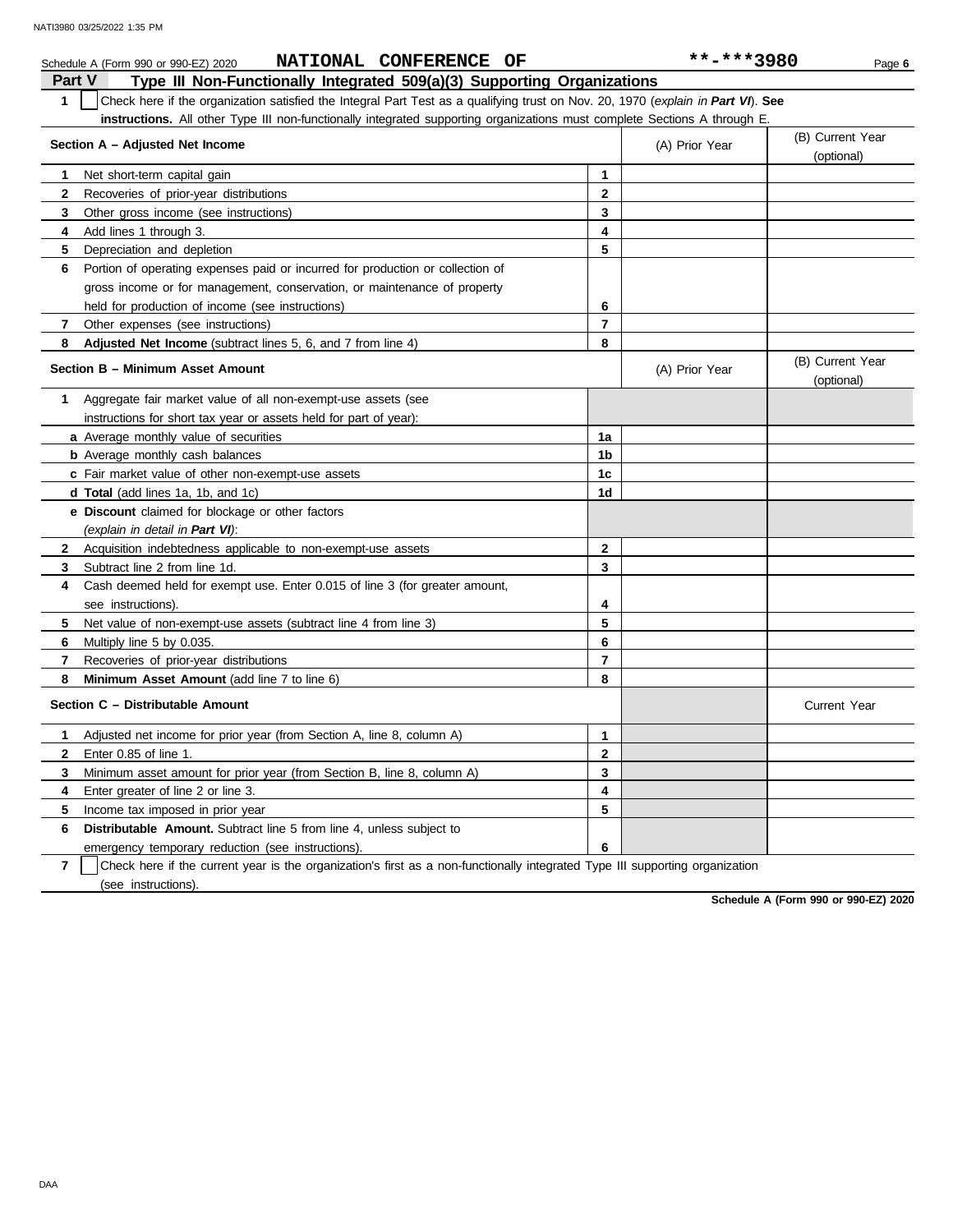Schedule A (Form 990 or 990-EZ) 2020 **NATIONAL CONFERENCE OF** **-***3980

## Part V Type III Non-Functionally Integrated 509(a)(3) Supporting Organizations

**1** ☐ Check here if the organization satisfied the Integral Part Test as a qualifying trust on Nov. 20, 1970 (*explain in* ***Part VI***). **See instructions.** All other Type III non-functionally integrated supporting organizations must complete Sections A through E.

| Section A – Adjusted Net Income | | (A) Prior Year | (B) Current Year (optional) |
|---|---|---|---|
| **1** Net short-term capital gain | **1** | | |
| **2** Recoveries of prior-year distributions | **2** | | |
| **3** Other gross income (see instructions) | **3** | | |
| **4** Add lines 1 through 3. | **4** | | |
| **5** Depreciation and depletion | **5** | | |
| **6** Portion of operating expenses paid or incurred for production or collection of gross income or for management, conservation, or maintenance of property held for production of income (see instructions) | **6** | | |
| **7** Other expenses (see instructions) | **7** | | |
| **8** **Adjusted Net Income** (subtract lines 5, 6, and 7 from line 4) | **8** | | |

| Section B – Minimum Asset Amount | | (A) Prior Year | (B) Current Year (optional) |
|---|---|---|---|
| **1** Aggregate fair market value of all non-exempt-use assets (see instructions for short tax year or assets held for part of year): | | | |
| **a** Average monthly value of securities | **1a** | | |
| **b** Average monthly cash balances | **1b** | | |
| **c** Fair market value of other non-exempt-use assets | **1c** | | |
| **d** **Total** (add lines 1a, 1b, and 1c) | **1d** | | |
| **e** **Discount** claimed for blockage or other factors (*explain in detail in* ***Part VI***): | | | |
| **2** Acquisition indebtedness applicable to non-exempt-use assets | **2** | | |
| **3** Subtract line 2 from line 1d. | **3** | | |
| **4** Cash deemed held for exempt use. Enter 0.015 of line 3 (for greater amount, see instructions). | **4** | | |
| **5** Net value of non-exempt-use assets (subtract line 4 from line 3) | **5** | | |
| **6** Multiply line 5 by 0.035. | **6** | | |
| **7** Recoveries of prior-year distributions | **7** | | |
| **8** **Minimum Asset Amount** (add line 7 to line 6) | **8** | | |

| Section C – Distributable Amount | | | Current Year |
|---|---|---|---|
| **1** Adjusted net income for prior year (from Section A, line 8, column A) | **1** | | |
| **2** Enter 0.85 of line 1. | **2** | | |
| **3** Minimum asset amount for prior year (from Section B, line 8, column A) | **3** | | |
| **4** Enter greater of line 2 or line 3. | **4** | | |
| **5** Income tax imposed in prior year | **5** | | |
| **6** **Distributable Amount.** Subtract line 5 from line 4, unless subject to emergency temporary reduction (see instructions). | **6** | | |

**7** ☐ Check here if the current year is the organization's first as a non-functionally integrated Type III supporting organization (see instructions).

**Schedule A (Form 990 or 990-EZ) 2020**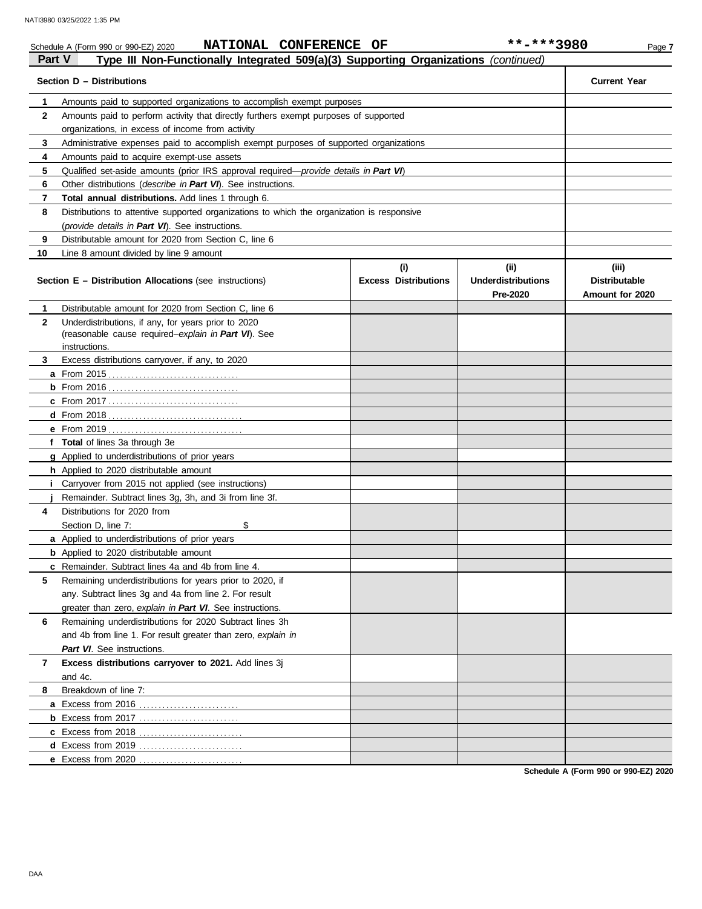Schedule A (Form 990 or 990-EZ) 2020 **NATIONAL CONFERENCE OF** **-***3980

## Part V — Type III Non-Functionally Integrated 509(a)(3) Supporting Organizations *(continued)*

| Section D – Distributions | | Current Year |
|---|---|---|
| 1 | Amounts paid to supported organizations to accomplish exempt purposes | |
| 2 | Amounts paid to perform activity that directly furthers exempt purposes of supported organizations, in excess of income from activity | |
| 3 | Administrative expenses paid to accomplish exempt purposes of supported organizations | |
| 4 | Amounts paid to acquire exempt-use assets | |
| 5 | Qualified set-aside amounts (prior IRS approval required—*provide details in **Part VI***) | |
| 6 | Other distributions (*describe in **Part VI***). See instructions. | |
| 7 | **Total annual distributions.** Add lines 1 through 6. | |
| 8 | Distributions to attentive supported organizations to which the organization is responsive (*provide details in **Part VI***). See instructions. | |
| 9 | Distributable amount for 2020 from Section C, line 6 | |
| 10 | Line 8 amount divided by line 9 amount | |

| Section E – Distribution Allocations (see instructions) | | (i) Excess Distributions | (ii) Underdistributions Pre-2020 | (iii) Distributable Amount for 2020 |
|---|---|---|---|---|
| 1 | Distributable amount for 2020 from Section C, line 6 | | | |
| 2 | Underdistributions, if any, for years prior to 2020 (reasonable cause required–*explain in **Part VI***). See instructions. | | | |
| 3 | Excess distributions carryover, if any, to 2020 | | | |
| a | From 2015 | | | |
| b | From 2016 | | | |
| c | From 2017 | | | |
| d | From 2018 | | | |
| e | From 2019 | | | |
| f | **Total** of lines 3a through 3e | | | |
| g | Applied to underdistributions of prior years | | | |
| h | Applied to 2020 distributable amount | | | |
| i | Carryover from 2015 not applied (see instructions) | | | |
| j | Remainder. Subtract lines 3g, 3h, and 3i from line 3f. | | | |
| 4 | Distributions for 2020 from Section D, line 7: $ | | | |
| a | Applied to underdistributions of prior years | | | |
| b | Applied to 2020 distributable amount | | | |
| c | Remainder. Subtract lines 4a and 4b from line 4. | | | |
| 5 | Remaining underdistributions for years prior to 2020, if any. Subtract lines 3g and 4a from line 2. For result greater than zero, *explain in **Part VI***. See instructions. | | | |
| 6 | Remaining underdistributions for 2020 Subtract lines 3h and 4b from line 1. For result greater than zero, *explain in **Part VI***. See instructions. | | | |
| 7 | **Excess distributions carryover to 2021.** Add lines 3j and 4c. | | | |
| 8 | Breakdown of line 7: | | | |
| a | Excess from 2016 | | | |
| b | Excess from 2017 | | | |
| c | Excess from 2018 | | | |
| d | Excess from 2019 | | | |
| e | Excess from 2020 | | | |

**Schedule A (Form 990 or 990-EZ) 2020**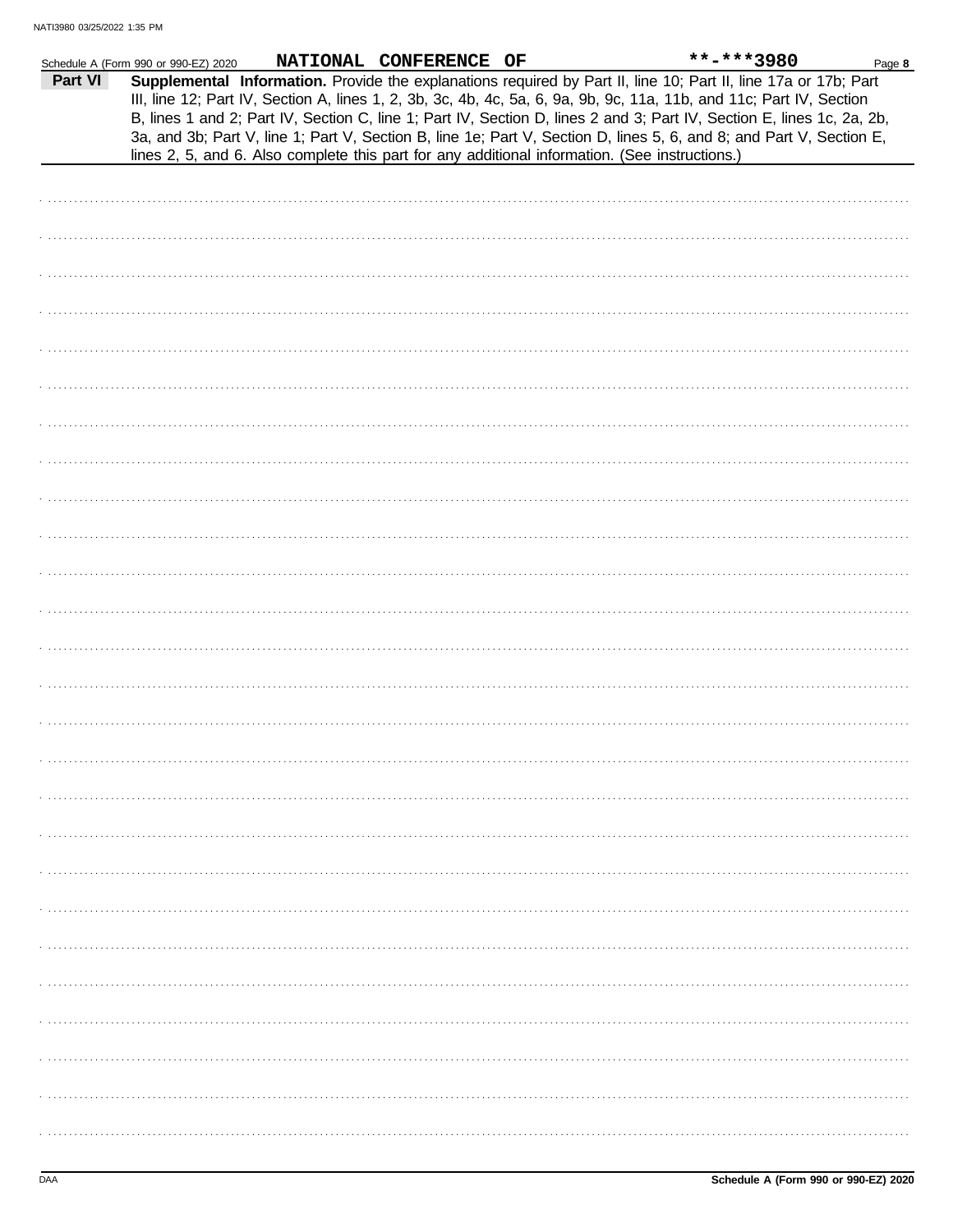Schedule A (Form 990 or 990-EZ) 2020 NATIONAL CONFERENCE OF **-***3980 Page **8**

**Part VI** **Supplemental Information.** Provide the explanations required by Part II, line 10; Part II, line 17a or 17b; Part III, line 12; Part IV, Section A, lines 1, 2, 3b, 3c, 4b, 4c, 5a, 6, 9a, 9b, 9c, 11a, 11b, and 11c; Part IV, Section B, lines 1 and 2; Part IV, Section C, line 1; Part IV, Section D, lines 2 and 3; Part IV, Section E, lines 1c, 2a, 2b, 3a, and 3b; Part V, line 1; Part V, Section B, line 1e; Part V, Section D, lines 5, 6, and 8; and Part V, Section E, lines 2, 5, and 6. Also complete this part for any additional information. (See instructions.)

DAA **Schedule A (Form 990 or 990-EZ) 2020**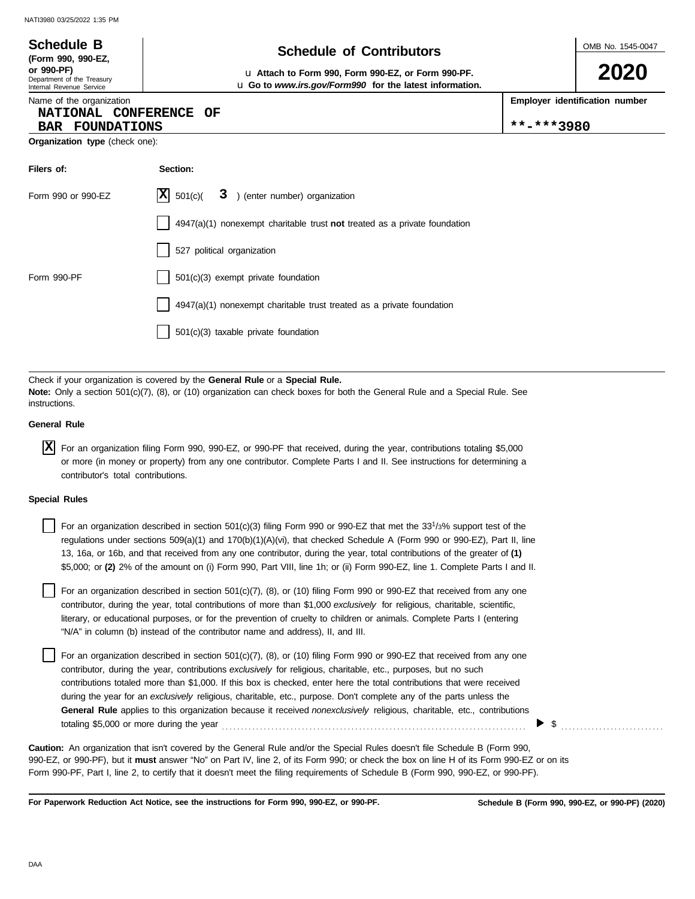**Schedule B**
**(Form 990, 990-EZ, or 990-PF)**
Department of the Treasury
Internal Revenue Service

# Schedule of Contributors

u **Attach to Form 990, Form 990-EZ, or Form 990-PF.**
u **Go to *www.irs.gov/Form990* for the latest information.**

OMB No. 1545-0047

**2020**

Name of the organization
**NATIONAL CONFERENCE OF BAR FOUNDATIONS**

**Employer identification number**
**\*\*-\*\*\*3980**

**Organization type** (check one):

| **Filers of:** | **Section:** |
|---|---|
| Form 990 or 990-EZ | [X] 501(c)( **3** ) (enter number) organization |
| | [ ] 4947(a)(1) nonexempt charitable trust **not** treated as a private foundation |
| | [ ] 527 political organization |
| Form 990-PF | [ ] 501(c)(3) exempt private foundation |
| | [ ] 4947(a)(1) nonexempt charitable trust treated as a private foundation |
| | [ ] 501(c)(3) taxable private foundation |

Check if your organization is covered by the **General Rule** or a **Special Rule.**
**Note:** Only a section 501(c)(7), (8), or (10) organization can check boxes for both the General Rule and a Special Rule. See instructions.

**General Rule**

[X] For an organization filing Form 990, 990-EZ, or 990-PF that received, during the year, contributions totaling $5,000 or more (in money or property) from any one contributor. Complete Parts I and II. See instructions for determining a contributor's total contributions.

**Special Rules**

[ ] For an organization described in section 501(c)(3) filing Form 990 or 990-EZ that met the $33^1/_3$% support test of the regulations under sections 509(a)(1) and 170(b)(1)(A)(vi), that checked Schedule A (Form 990 or 990-EZ), Part II, line 13, 16a, or 16b, and that received from any one contributor, during the year, total contributions of the greater of **(1)** $5,000; or **(2)** 2% of the amount on (i) Form 990, Part VIII, line 1h; or (ii) Form 990-EZ, line 1. Complete Parts I and II.

[ ] For an organization described in section 501(c)(7), (8), or (10) filing Form 990 or 990-EZ that received from any one contributor, during the year, total contributions of more than $1,000 *exclusively* for religious, charitable, scientific, literary, or educational purposes, or for the prevention of cruelty to children or animals. Complete Parts I (entering "N/A" in column (b) instead of the contributor name and address), II, and III.

[ ] For an organization described in section 501(c)(7), (8), or (10) filing Form 990 or 990-EZ that received from any one contributor, during the year, contributions *exclusively* for religious, charitable, etc., purposes, but no such contributions totaled more than $1,000. If this box is checked, enter here the total contributions that were received during the year for an *exclusively* religious, charitable, etc., purpose. Don't complete any of the parts unless the **General Rule** applies to this organization because it received *nonexclusively* religious, charitable, etc., contributions totaling $5,000 or more during the year . . . . . . . . . . . . . . . . ▶ $ . . . . . . . . . . . .

**Caution:** An organization that isn't covered by the General Rule and/or the Special Rules doesn't file Schedule B (Form 990, 990-EZ, or 990-PF), but it **must** answer "No" on Part IV, line 2, of its Form 990; or check the box on line H of its Form 990-EZ or on its Form 990-PF, Part I, line 2, to certify that it doesn't meet the filing requirements of Schedule B (Form 990, 990-EZ, or 990-PF).

**For Paperwork Reduction Act Notice, see the instructions for Form 990, 990-EZ, or 990-PF.** **Schedule B (Form 990, 990-EZ, or 990-PF) (2020)**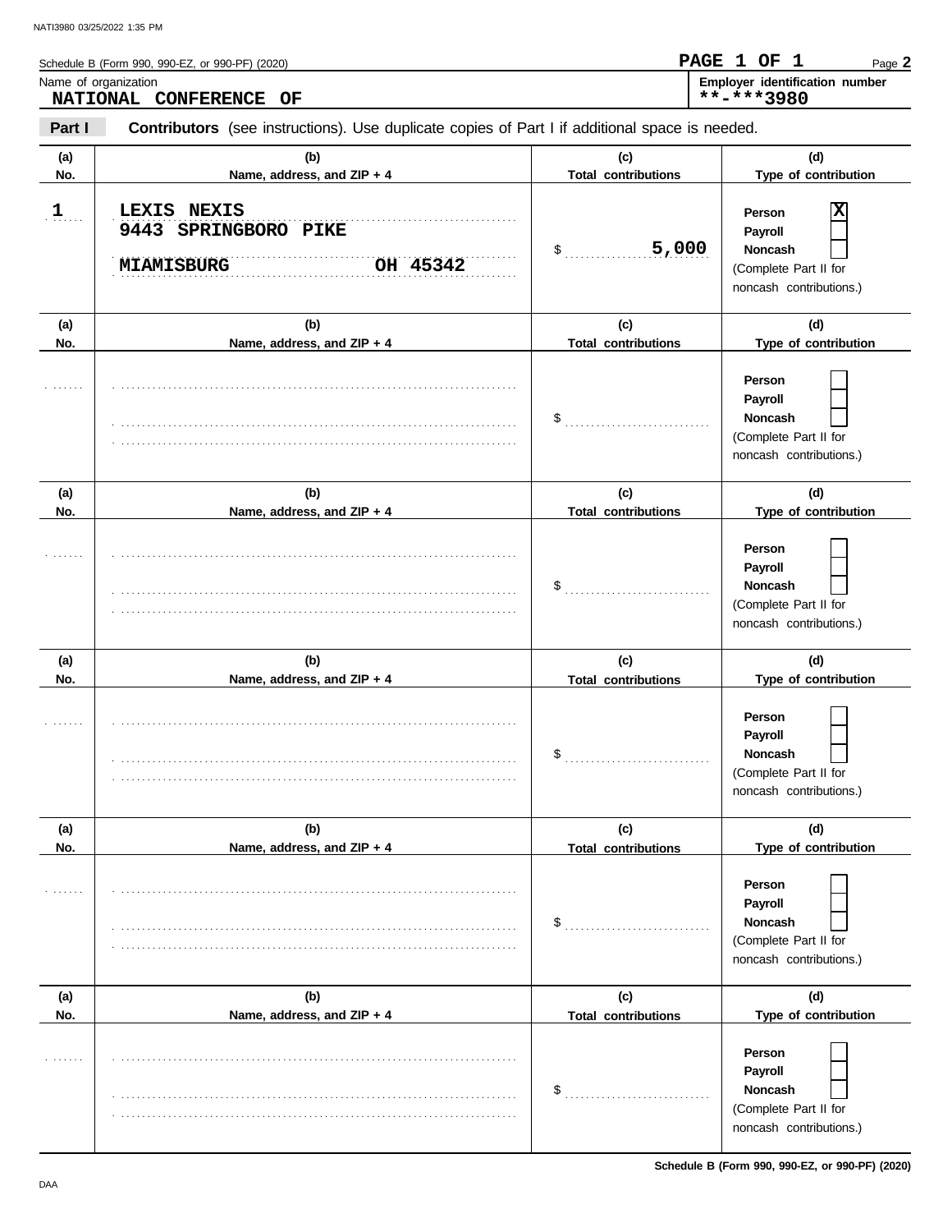Schedule B (Form 990, 990-EZ, or 990-PF) (2020)

Name of organization
**NATIONAL CONFERENCE OF**

Employer identification number
**\*\*-\*\*\*3980**

**PAGE 1 OF 1**

**Part I** **Contributors** (see instructions). Use duplicate copies of Part I if additional space is needed.

| (a) No. | (b) Name, address, and ZIP + 4 | (c) Total contributions | (d) Type of contribution |
|---|---|---|---|
| 1 | LEXIS NEXIS<br>9443 SPRINGBORO PIKE<br>MIAMISBURG OH 45342 | $ 5,000 | Person [X]<br>Payroll [ ]<br>Noncash [ ]<br>(Complete Part II for noncash contributions.) |
| | | $ | Person [ ]<br>Payroll [ ]<br>Noncash [ ]<br>(Complete Part II for noncash contributions.) |
| | | $ | Person [ ]<br>Payroll [ ]<br>Noncash [ ]<br>(Complete Part II for noncash contributions.) |
| | | $ | Person [ ]<br>Payroll [ ]<br>Noncash [ ]<br>(Complete Part II for noncash contributions.) |
| | | $ | Person [ ]<br>Payroll [ ]<br>Noncash [ ]<br>(Complete Part II for noncash contributions.) |
| | | $ | Person [ ]<br>Payroll [ ]<br>Noncash [ ]<br>(Complete Part II for noncash contributions.) |

Schedule B (Form 990, 990-EZ, or 990-PF) (2020)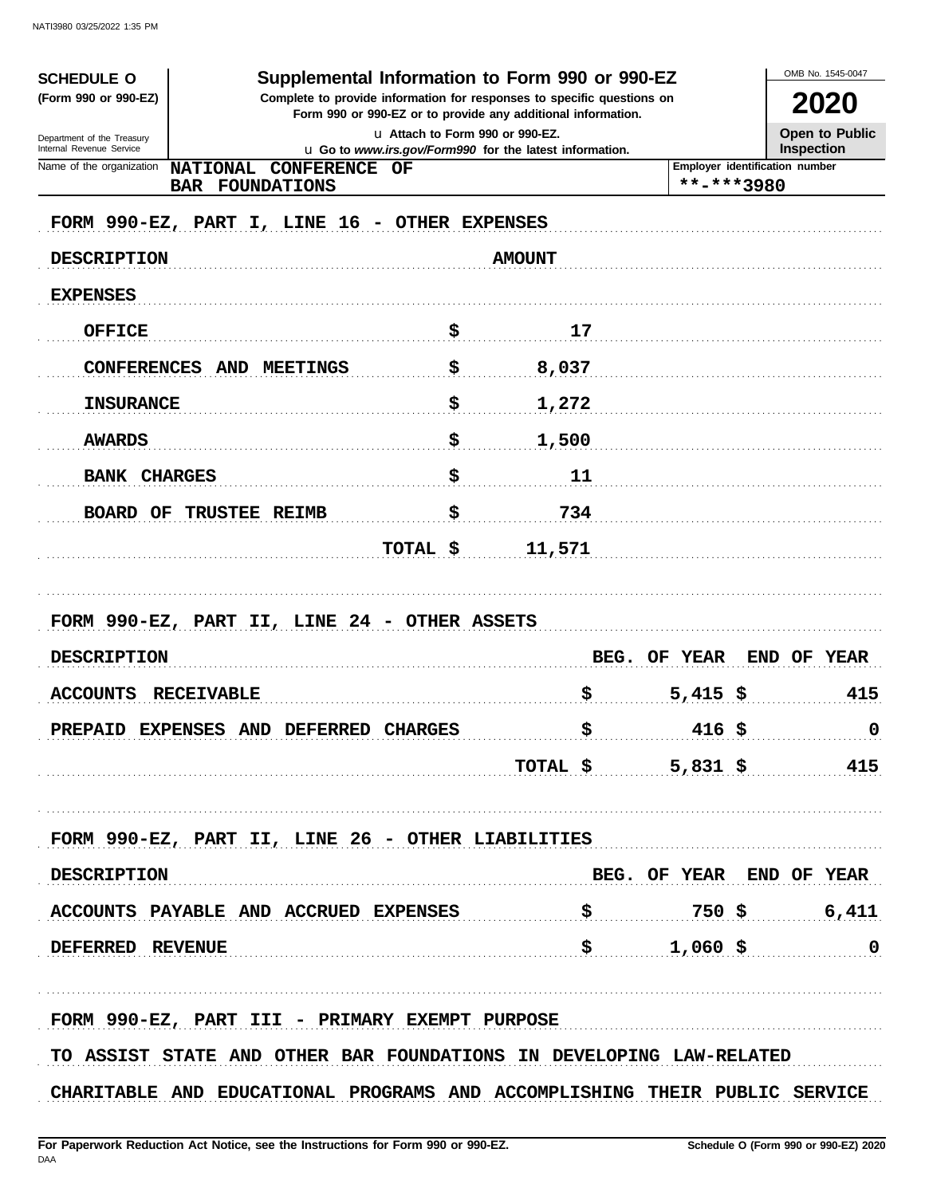**SCHEDULE O (Form 990 or 990-EZ)**

Department of the Treasury
Internal Revenue Service

# Supplemental Information to Form 990 or 990-EZ

**Complete to provide information for responses to specific questions on Form 990 or 990-EZ or to provide any additional information.**

u Attach to Form 990 or 990-EZ.
u Go to *www.irs.gov/Form990* for the latest information.

OMB No. 1545-0047

**2020**

**Open to Public Inspection**

Name of the organization: NATIONAL CONFERENCE OF BAR FOUNDATIONS

Employer identification number: **-***3980

FORM 990-EZ, PART I, LINE 16 - OTHER EXPENSES

| DESCRIPTION | | AMOUNT |
|---|---|---|
| EXPENSES | | |
| OFFICE | $ | 17 |
| CONFERENCES AND MEETINGS | $ | 8,037 |
| INSURANCE | $ | 1,272 |
| AWARDS | $ | 1,500 |
| BANK CHARGES | $ | 11 |
| BOARD OF TRUSTEE REIMB | $ | 734 |
| TOTAL | $ | 11,571 |

FORM 990-EZ, PART II, LINE 24 - OTHER ASSETS

| DESCRIPTION | BEG. OF YEAR | END OF YEAR |
|---|---|---|
| ACCOUNTS RECEIVABLE | $ 5,415 | $ 415 |
| PREPAID EXPENSES AND DEFERRED CHARGES | $ 416 | $ 0 |
| TOTAL | $ 5,831 | $ 415 |

FORM 990-EZ, PART II, LINE 26 - OTHER LIABILITIES

| DESCRIPTION | BEG. OF YEAR | END OF YEAR |
|---|---|---|
| ACCOUNTS PAYABLE AND ACCRUED EXPENSES | $ 750 | $ 6,411 |
| DEFERRED REVENUE | $ 1,060 | $ 0 |

FORM 990-EZ, PART III - PRIMARY EXEMPT PURPOSE

TO ASSIST STATE AND OTHER BAR FOUNDATIONS IN DEVELOPING LAW-RELATED CHARITABLE AND EDUCATIONAL PROGRAMS AND ACCOMPLISHING THEIR PUBLIC SERVICE

For Paperwork Reduction Act Notice, see the Instructions for Form 990 or 990-EZ.

Schedule O (Form 990 or 990-EZ) 2020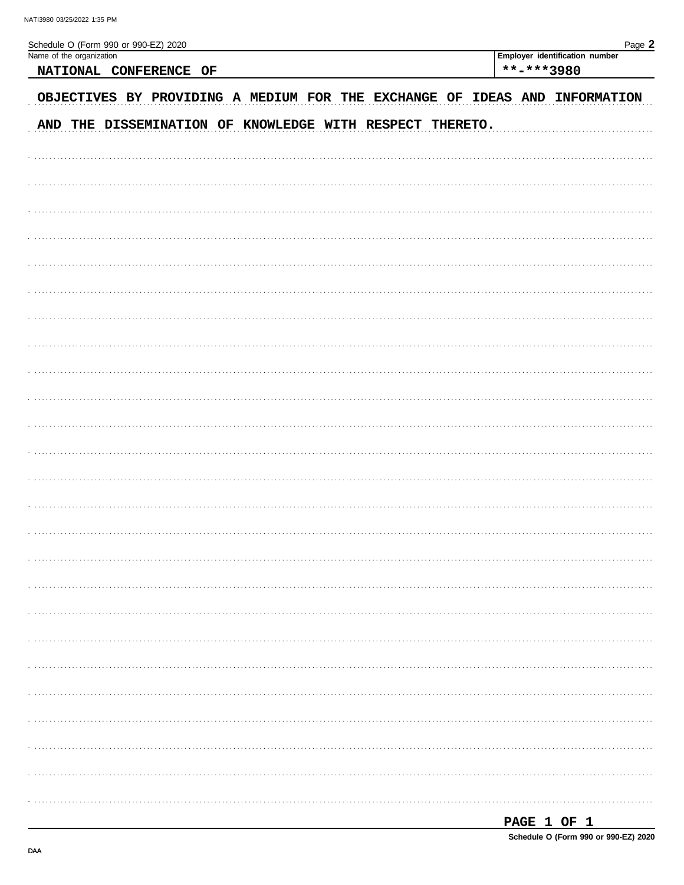Schedule O (Form 990 or 990-EZ) 2020

| Name of the organization | Employer identification number |
|---|---|
| NATIONAL CONFERENCE OF | **-***3980 |

OBJECTIVES BY PROVIDING A MEDIUM FOR THE EXCHANGE OF IDEAS AND INFORMATION AND THE DISSEMINATION OF KNOWLEDGE WITH RESPECT THERETO.

PAGE 1 OF 1

Schedule O (Form 990 or 990-EZ) 2020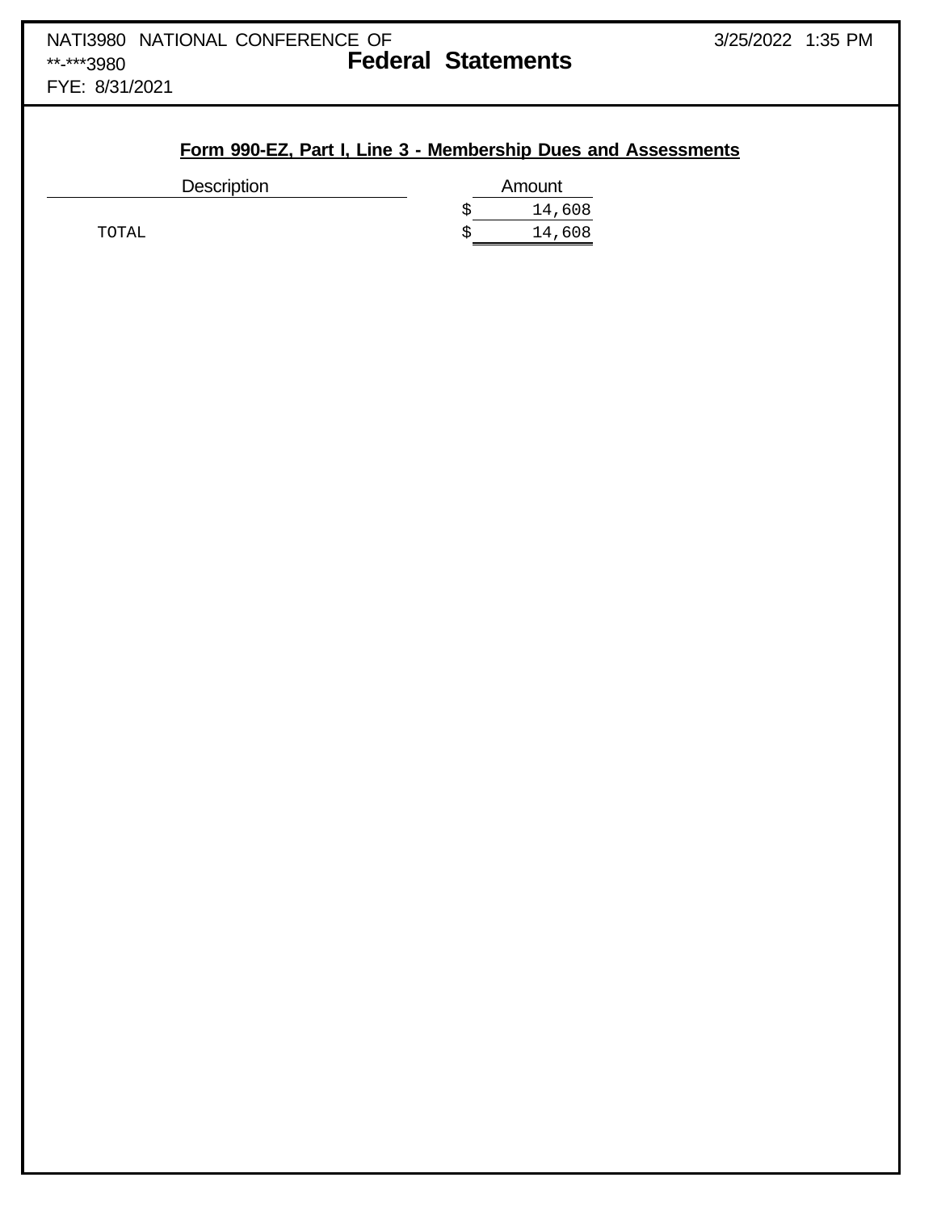## Form 990-EZ, Part I, Line 3 - Membership Dues and Assessments

| Description | Amount |
| --- | --- |
| | $ 14,608 |
| TOTAL | $ 14,608 |